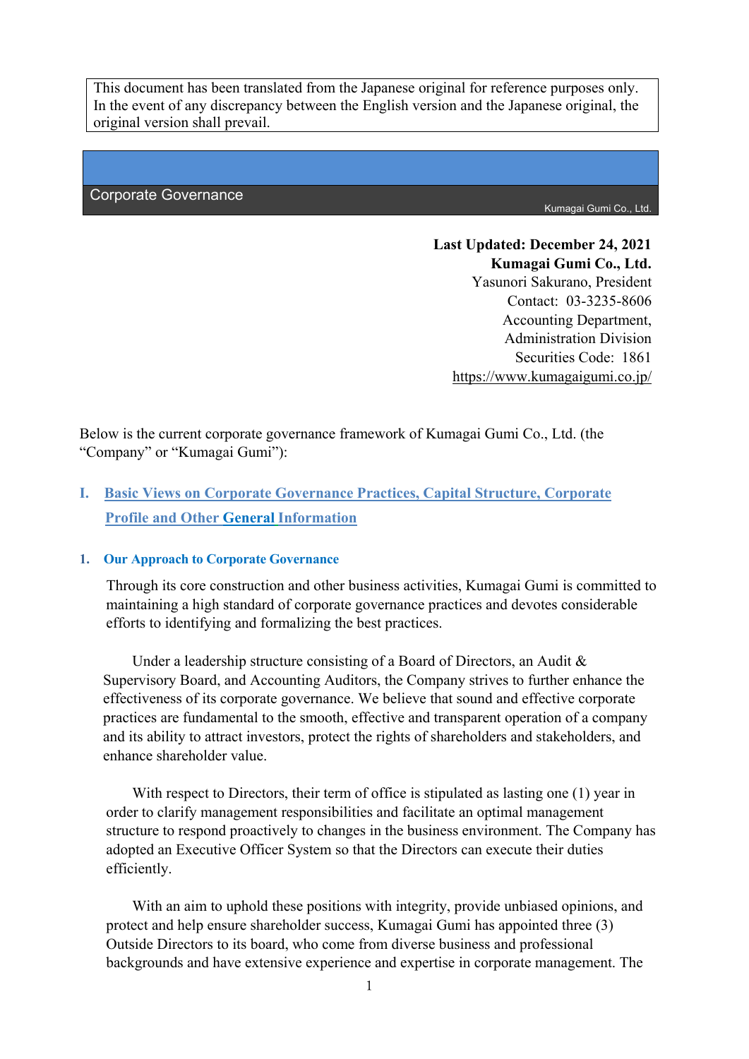This document has been translated from the Japanese original for reference purposes only. In the event of any discrepancy between the English version and the Japanese original, the original version shall prevail.

# Corporate Governance

Kumagai Gumi Co., Ltd.

**Last Updated: December 24, 2021**
**Kumagai Gumi Co., Ltd.**
Yasunori Sakurano, President
Contact: 03-3235-8606
Accounting Department,
Administration Division
Securities Code: 1861
https://www.kumagaigumi.co.jp/

Below is the current corporate governance framework of Kumagai Gumi Co., Ltd. (the "Company" or "Kumagai Gumi"):

## I. Basic Views on Corporate Governance Practices, Capital Structure, Corporate Profile and Other General Information

### 1. Our Approach to Corporate Governance

Through its core construction and other business activities, Kumagai Gumi is committed to maintaining a high standard of corporate governance practices and devotes considerable efforts to identifying and formalizing the best practices.

Under a leadership structure consisting of a Board of Directors, an Audit & Supervisory Board, and Accounting Auditors, the Company strives to further enhance the effectiveness of its corporate governance. We believe that sound and effective corporate practices are fundamental to the smooth, effective and transparent operation of a company and its ability to attract investors, protect the rights of shareholders and stakeholders, and enhance shareholder value.

With respect to Directors, their term of office is stipulated as lasting one (1) year in order to clarify management responsibilities and facilitate an optimal management structure to respond proactively to changes in the business environment. The Company has adopted an Executive Officer System so that the Directors can execute their duties efficiently.

With an aim to uphold these positions with integrity, provide unbiased opinions, and protect and help ensure shareholder success, Kumagai Gumi has appointed three (3) Outside Directors to its board, who come from diverse business and professional backgrounds and have extensive experience and expertise in corporate management. The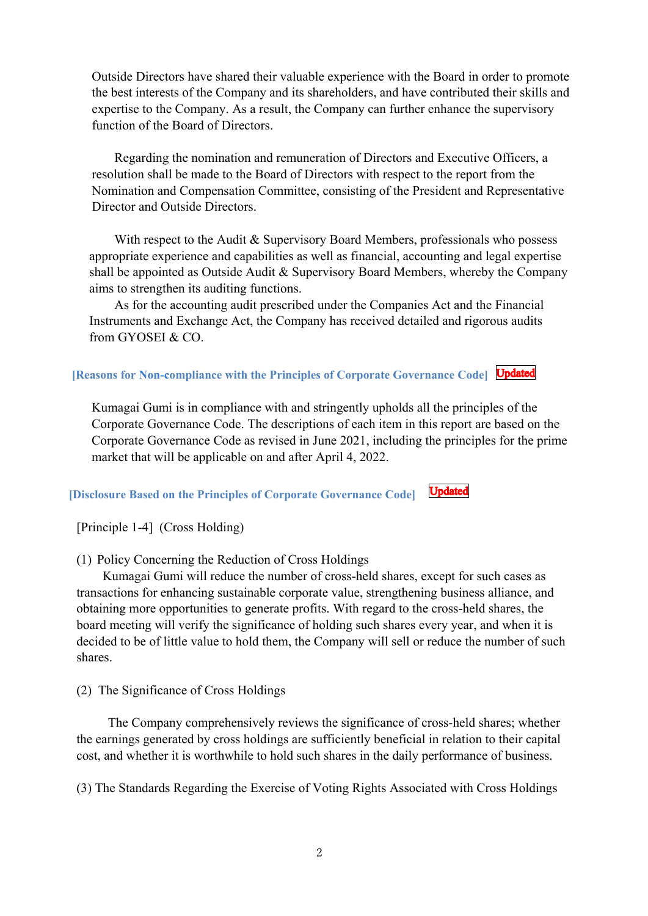Outside Directors have shared their valuable experience with the Board in order to promote the best interests of the Company and its shareholders, and have contributed their skills and expertise to the Company. As a result, the Company can further enhance the supervisory function of the Board of Directors.

Regarding the nomination and remuneration of Directors and Executive Officers, a resolution shall be made to the Board of Directors with respect to the report from the Nomination and Compensation Committee, consisting of the President and Representative Director and Outside Directors.

With respect to the Audit & Supervisory Board Members, professionals who possess appropriate experience and capabilities as well as financial, accounting and legal expertise shall be appointed as Outside Audit & Supervisory Board Members, whereby the Company aims to strengthen its auditing functions.

As for the accounting audit prescribed under the Companies Act and the Financial Instruments and Exchange Act, the Company has received detailed and rigorous audits from GYOSEI & CO.

**[Reasons for Non-compliance with the Principles of Corporate Governance Code]** Updated

Kumagai Gumi is in compliance with and stringently upholds all the principles of the Corporate Governance Code. The descriptions of each item in this report are based on the Corporate Governance Code as revised in June 2021, including the principles for the prime market that will be applicable on and after April 4, 2022.

**[Disclosure Based on the Principles of Corporate Governance Code]** Updated

[Principle 1-4] (Cross Holding)

(1) Policy Concerning the Reduction of Cross Holdings

Kumagai Gumi will reduce the number of cross-held shares, except for such cases as transactions for enhancing sustainable corporate value, strengthening business alliance, and obtaining more opportunities to generate profits. With regard to the cross-held shares, the board meeting will verify the significance of holding such shares every year, and when it is decided to be of little value to hold them, the Company will sell or reduce the number of such shares.

(2) The Significance of Cross Holdings

The Company comprehensively reviews the significance of cross-held shares; whether the earnings generated by cross holdings are sufficiently beneficial in relation to their capital cost, and whether it is worthwhile to hold such shares in the daily performance of business.

(3) The Standards Regarding the Exercise of Voting Rights Associated with Cross Holdings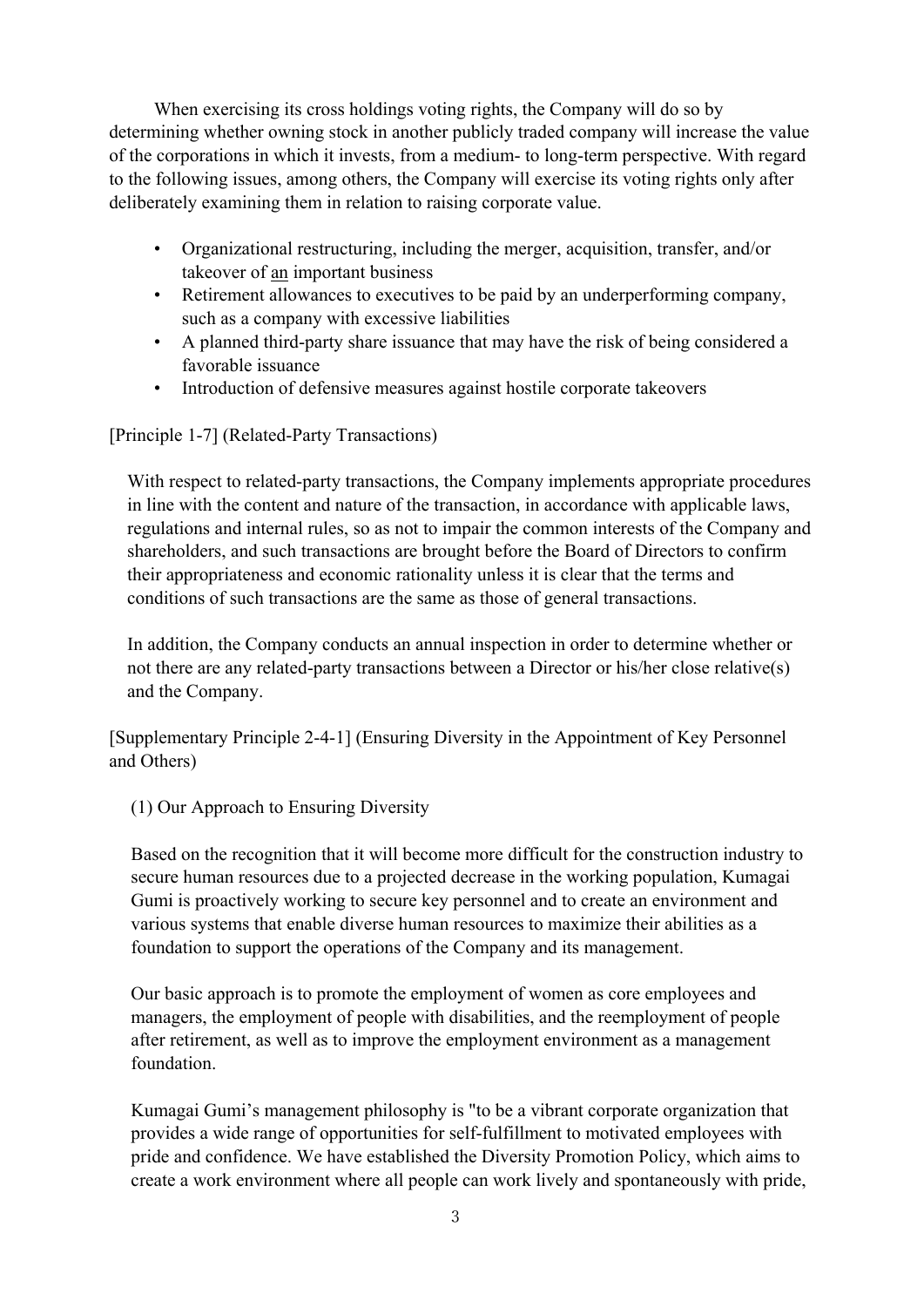When exercising its cross holdings voting rights, the Company will do so by determining whether owning stock in another publicly traded company will increase the value of the corporations in which it invests, from a medium- to long-term perspective. With regard to the following issues, among others, the Company will exercise its voting rights only after deliberately examining them in relation to raising corporate value.

- Organizational restructuring, including the merger, acquisition, transfer, and/or takeover of an important business
- Retirement allowances to executives to be paid by an underperforming company, such as a company with excessive liabilities
- A planned third-party share issuance that may have the risk of being considered a favorable issuance
- Introduction of defensive measures against hostile corporate takeovers

[Principle 1-7] (Related-Party Transactions)

With respect to related-party transactions, the Company implements appropriate procedures in line with the content and nature of the transaction, in accordance with applicable laws, regulations and internal rules, so as not to impair the common interests of the Company and shareholders, and such transactions are brought before the Board of Directors to confirm their appropriateness and economic rationality unless it is clear that the terms and conditions of such transactions are the same as those of general transactions.

In addition, the Company conducts an annual inspection in order to determine whether or not there are any related-party transactions between a Director or his/her close relative(s) and the Company.

[Supplementary Principle 2-4-1] (Ensuring Diversity in the Appointment of Key Personnel and Others)

(1) Our Approach to Ensuring Diversity

Based on the recognition that it will become more difficult for the construction industry to secure human resources due to a projected decrease in the working population, Kumagai Gumi is proactively working to secure key personnel and to create an environment and various systems that enable diverse human resources to maximize their abilities as a foundation to support the operations of the Company and its management.

Our basic approach is to promote the employment of women as core employees and managers, the employment of people with disabilities, and the reemployment of people after retirement, as well as to improve the employment environment as a management foundation.

Kumagai Gumi's management philosophy is "to be a vibrant corporate organization that provides a wide range of opportunities for self-fulfillment to motivated employees with pride and confidence. We have established the Diversity Promotion Policy, which aims to create a work environment where all people can work lively and spontaneously with pride,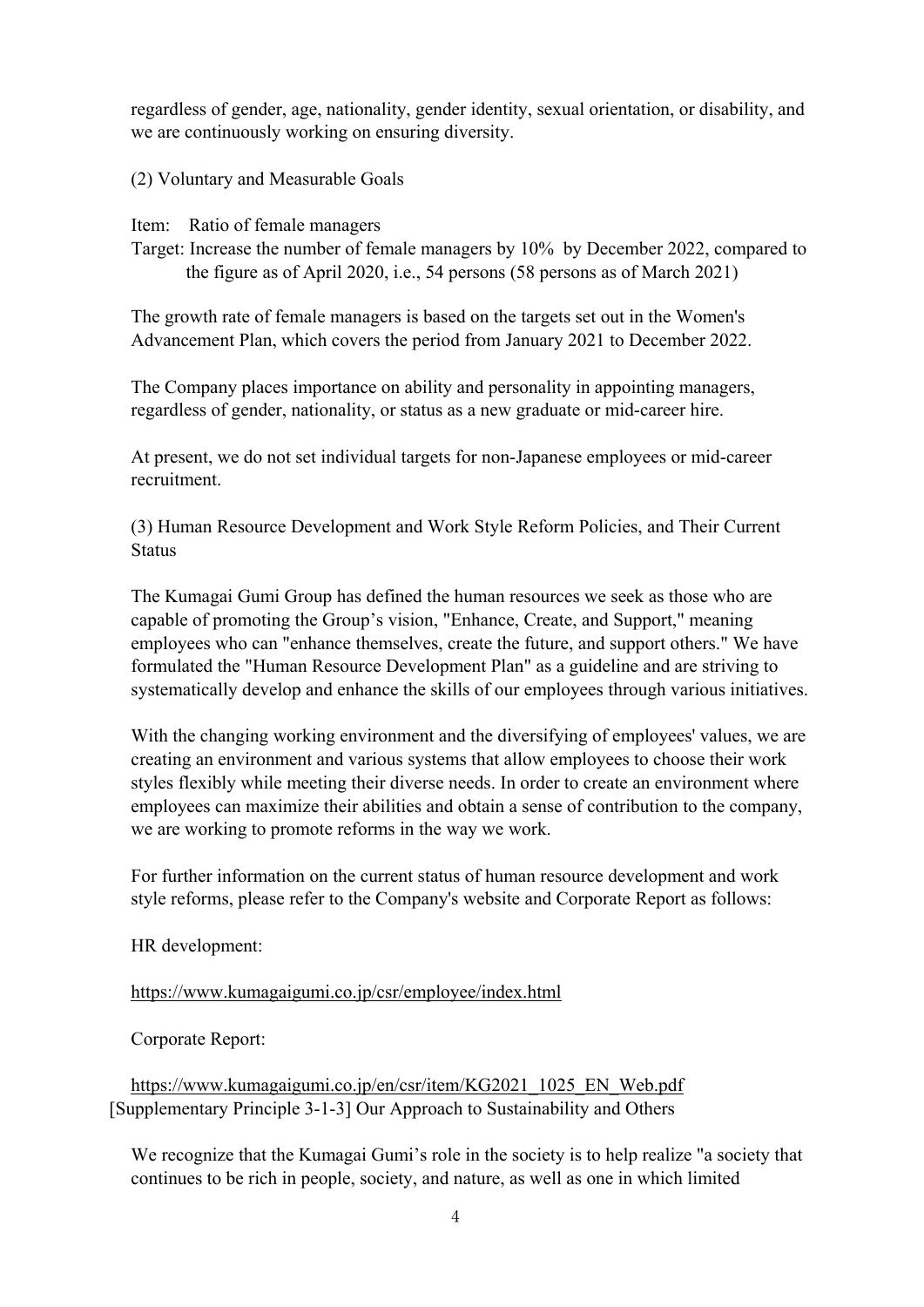regardless of gender, age, nationality, gender identity, sexual orientation, or disability, and we are continuously working on ensuring diversity.

(2) Voluntary and Measurable Goals

Item: Ratio of female managers

Target: Increase the number of female managers by 10% by December 2022, compared to the figure as of April 2020, i.e., 54 persons (58 persons as of March 2021)

The growth rate of female managers is based on the targets set out in the Women's Advancement Plan, which covers the period from January 2021 to December 2022.

The Company places importance on ability and personality in appointing managers, regardless of gender, nationality, or status as a new graduate or mid-career hire.

At present, we do not set individual targets for non-Japanese employees or mid-career recruitment.

(3) Human Resource Development and Work Style Reform Policies, and Their Current Status

The Kumagai Gumi Group has defined the human resources we seek as those who are capable of promoting the Group's vision, "Enhance, Create, and Support," meaning employees who can "enhance themselves, create the future, and support others." We have formulated the "Human Resource Development Plan" as a guideline and are striving to systematically develop and enhance the skills of our employees through various initiatives.

With the changing working environment and the diversifying of employees' values, we are creating an environment and various systems that allow employees to choose their work styles flexibly while meeting their diverse needs. In order to create an environment where employees can maximize their abilities and obtain a sense of contribution to the company, we are working to promote reforms in the way we work.

For further information on the current status of human resource development and work style reforms, please refer to the Company's website and Corporate Report as follows:

HR development:

https://www.kumagaigumi.co.jp/csr/employee/index.html

Corporate Report:

https://www.kumagaigumi.co.jp/en/csr/item/KG2021_1025_EN_Web.pdf

[Supplementary Principle 3-1-3] Our Approach to Sustainability and Others

We recognize that the Kumagai Gumi's role in the society is to help realize "a society that continues to be rich in people, society, and nature, as well as one in which limited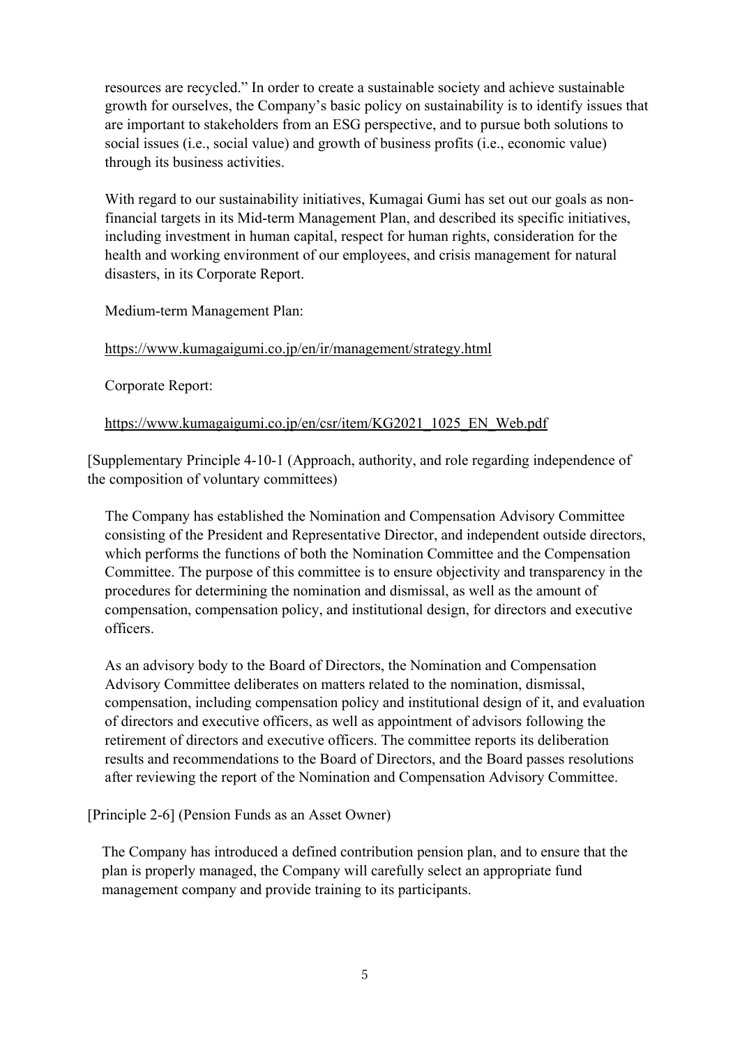resources are recycled." In order to create a sustainable society and achieve sustainable growth for ourselves, the Company's basic policy on sustainability is to identify issues that are important to stakeholders from an ESG perspective, and to pursue both solutions to social issues (i.e., social value) and growth of business profits (i.e., economic value) through its business activities.

With regard to our sustainability initiatives, Kumagai Gumi has set out our goals as non-financial targets in its Mid-term Management Plan, and described its specific initiatives, including investment in human capital, respect for human rights, consideration for the health and working environment of our employees, and crisis management for natural disasters, in its Corporate Report.

Medium-term Management Plan:

https://www.kumagaigumi.co.jp/en/ir/management/strategy.html

Corporate Report:

https://www.kumagaigumi.co.jp/en/csr/item/KG2021_1025_EN_Web.pdf

[Supplementary Principle 4-10-1 (Approach, authority, and role regarding independence of the composition of voluntary committees)

The Company has established the Nomination and Compensation Advisory Committee consisting of the President and Representative Director, and independent outside directors, which performs the functions of both the Nomination Committee and the Compensation Committee. The purpose of this committee is to ensure objectivity and transparency in the procedures for determining the nomination and dismissal, as well as the amount of compensation, compensation policy, and institutional design, for directors and executive officers.

As an advisory body to the Board of Directors, the Nomination and Compensation Advisory Committee deliberates on matters related to the nomination, dismissal, compensation, including compensation policy and institutional design of it, and evaluation of directors and executive officers, as well as appointment of advisors following the retirement of directors and executive officers. The committee reports its deliberation results and recommendations to the Board of Directors, and the Board passes resolutions after reviewing the report of the Nomination and Compensation Advisory Committee.

[Principle 2-6] (Pension Funds as an Asset Owner)

The Company has introduced a defined contribution pension plan, and to ensure that the plan is properly managed, the Company will carefully select an appropriate fund management company and provide training to its participants.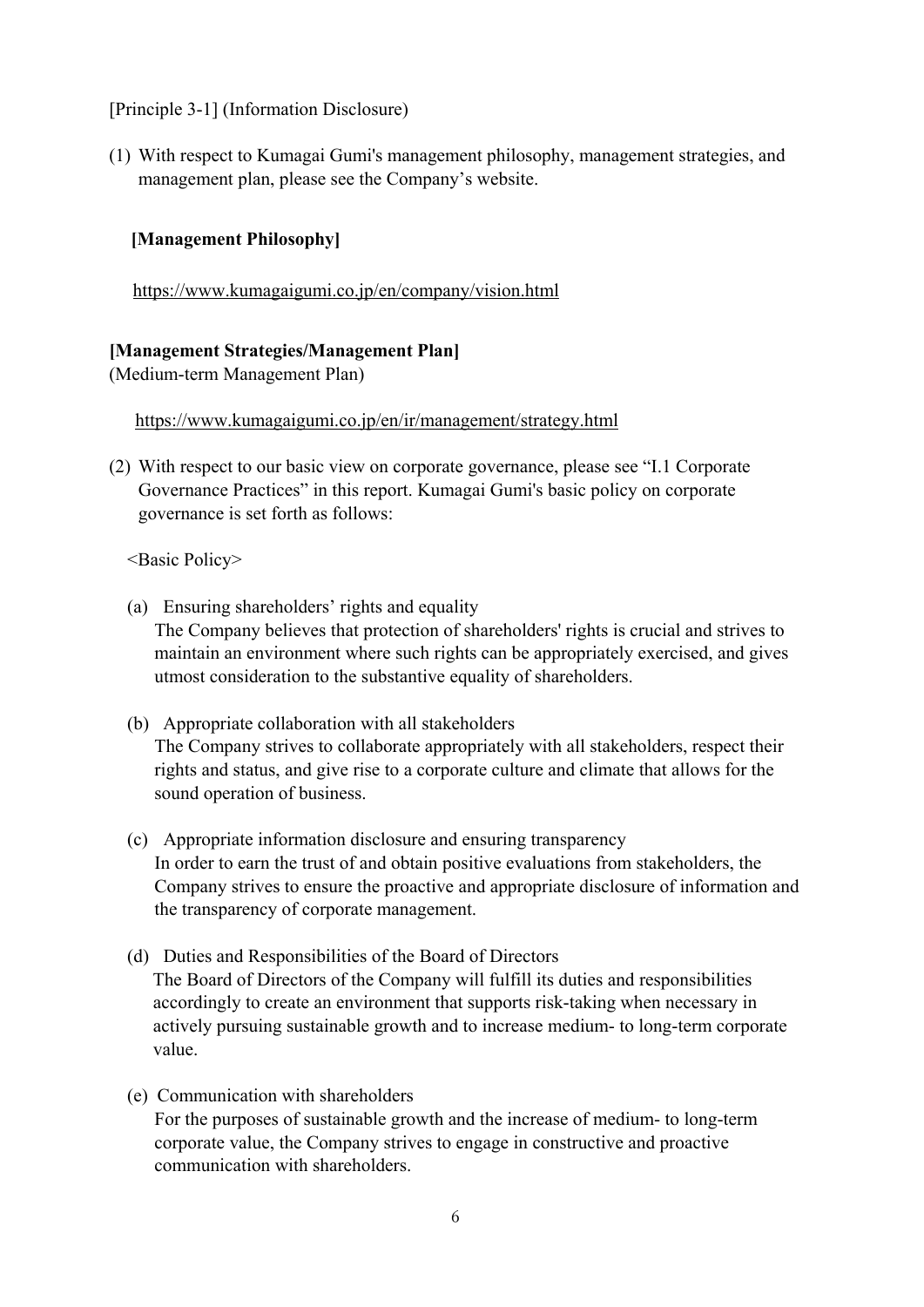[Principle 3-1] (Information Disclosure)

(1) With respect to Kumagai Gumi's management philosophy, management strategies, and management plan, please see the Company's website.

**[Management Philosophy]**

https://www.kumagaigumi.co.jp/en/company/vision.html

**[Management Strategies/Management Plan]**
(Medium-term Management Plan)

https://www.kumagaigumi.co.jp/en/ir/management/strategy.html

(2) With respect to our basic view on corporate governance, please see "I.1 Corporate Governance Practices" in this report. Kumagai Gumi's basic policy on corporate governance is set forth as follows:

<Basic Policy>

(a) Ensuring shareholders' rights and equality
The Company believes that protection of shareholders' rights is crucial and strives to maintain an environment where such rights can be appropriately exercised, and gives utmost consideration to the substantive equality of shareholders.

(b) Appropriate collaboration with all stakeholders
The Company strives to collaborate appropriately with all stakeholders, respect their rights and status, and give rise to a corporate culture and climate that allows for the sound operation of business.

(c) Appropriate information disclosure and ensuring transparency
In order to earn the trust of and obtain positive evaluations from stakeholders, the Company strives to ensure the proactive and appropriate disclosure of information and the transparency of corporate management.

(d) Duties and Responsibilities of the Board of Directors
The Board of Directors of the Company will fulfill its duties and responsibilities accordingly to create an environment that supports risk-taking when necessary in actively pursuing sustainable growth and to increase medium- to long-term corporate value.

(e) Communication with shareholders
For the purposes of sustainable growth and the increase of medium- to long-term corporate value, the Company strives to engage in constructive and proactive communication with shareholders.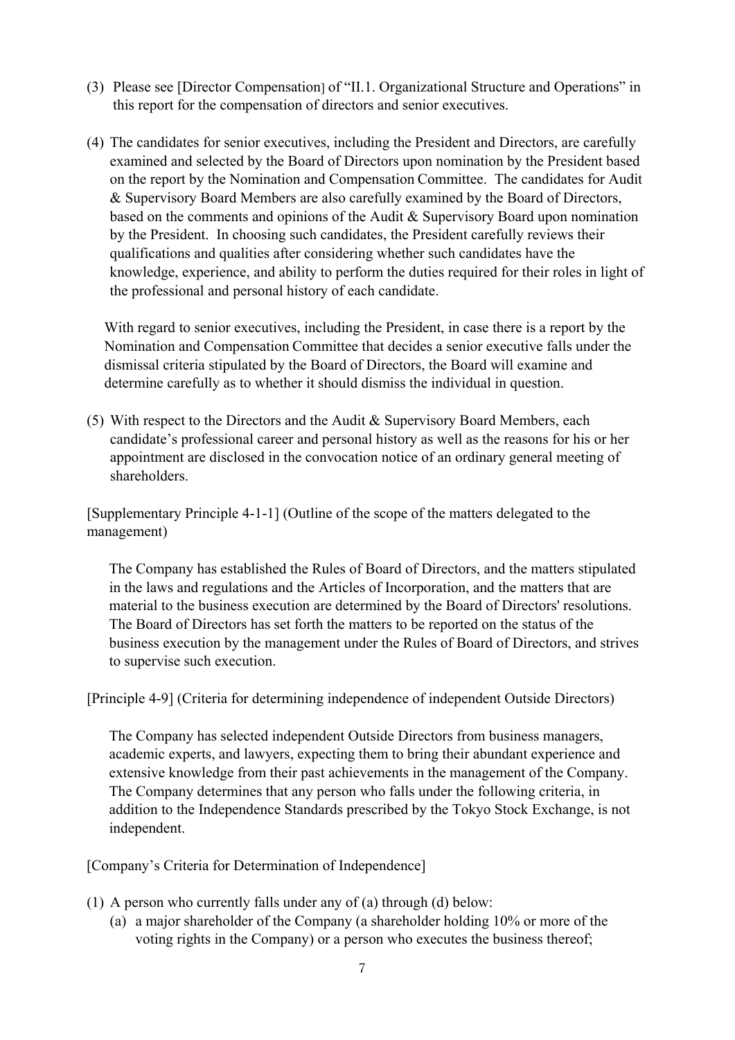(3) Please see [Director Compensation] of "II.1. Organizational Structure and Operations" in this report for the compensation of directors and senior executives.

(4) The candidates for senior executives, including the President and Directors, are carefully examined and selected by the Board of Directors upon nomination by the President based on the report by the Nomination and Compensation Committee. The candidates for Audit & Supervisory Board Members are also carefully examined by the Board of Directors, based on the comments and opinions of the Audit & Supervisory Board upon nomination by the President. In choosing such candidates, the President carefully reviews their qualifications and qualities after considering whether such candidates have the knowledge, experience, and ability to perform the duties required for their roles in light of the professional and personal history of each candidate.

With regard to senior executives, including the President, in case there is a report by the Nomination and Compensation Committee that decides a senior executive falls under the dismissal criteria stipulated by the Board of Directors, the Board will examine and determine carefully as to whether it should dismiss the individual in question.

(5) With respect to the Directors and the Audit & Supervisory Board Members, each candidate's professional career and personal history as well as the reasons for his or her appointment are disclosed in the convocation notice of an ordinary general meeting of shareholders.

[Supplementary Principle 4-1-1] (Outline of the scope of the matters delegated to the management)

The Company has established the Rules of Board of Directors, and the matters stipulated in the laws and regulations and the Articles of Incorporation, and the matters that are material to the business execution are determined by the Board of Directors' resolutions. The Board of Directors has set forth the matters to be reported on the status of the business execution by the management under the Rules of Board of Directors, and strives to supervise such execution.

[Principle 4-9] (Criteria for determining independence of independent Outside Directors)

The Company has selected independent Outside Directors from business managers, academic experts, and lawyers, expecting them to bring their abundant experience and extensive knowledge from their past achievements in the management of the Company. The Company determines that any person who falls under the following criteria, in addition to the Independence Standards prescribed by the Tokyo Stock Exchange, is not independent.

[Company's Criteria for Determination of Independence]

(1) A person who currently falls under any of (a) through (d) below:
   (a) a major shareholder of the Company (a shareholder holding 10% or more of the voting rights in the Company) or a person who executes the business thereof;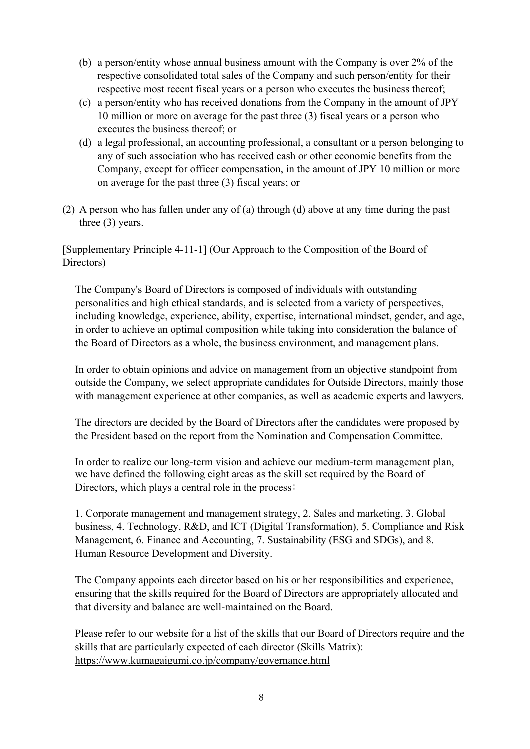(b) a person/entity whose annual business amount with the Company is over 2% of the respective consolidated total sales of the Company and such person/entity for their respective most recent fiscal years or a person who executes the business thereof;

(c) a person/entity who has received donations from the Company in the amount of JPY 10 million or more on average for the past three (3) fiscal years or a person who executes the business thereof; or

(d) a legal professional, an accounting professional, a consultant or a person belonging to any of such association who has received cash or other economic benefits from the Company, except for officer compensation, in the amount of JPY 10 million or more on average for the past three (3) fiscal years; or

(2) A person who has fallen under any of (a) through (d) above at any time during the past three (3) years.

[Supplementary Principle 4-11-1] (Our Approach to the Composition of the Board of Directors)

The Company's Board of Directors is composed of individuals with outstanding personalities and high ethical standards, and is selected from a variety of perspectives, including knowledge, experience, ability, expertise, international mindset, gender, and age, in order to achieve an optimal composition while taking into consideration the balance of the Board of Directors as a whole, the business environment, and management plans.

In order to obtain opinions and advice on management from an objective standpoint from outside the Company, we select appropriate candidates for Outside Directors, mainly those with management experience at other companies, as well as academic experts and lawyers.

The directors are decided by the Board of Directors after the candidates were proposed by the President based on the report from the Nomination and Compensation Committee.

In order to realize our long-term vision and achieve our medium-term management plan, we have defined the following eight areas as the skill set required by the Board of Directors, which plays a central role in the process：

1. Corporate management and management strategy, 2. Sales and marketing, 3. Global business, 4. Technology, R&D, and ICT (Digital Transformation), 5. Compliance and Risk Management, 6. Finance and Accounting, 7. Sustainability (ESG and SDGs), and 8. Human Resource Development and Diversity.

The Company appoints each director based on his or her responsibilities and experience, ensuring that the skills required for the Board of Directors are appropriately allocated and that diversity and balance are well-maintained on the Board.

Please refer to our website for a list of the skills that our Board of Directors require and the skills that are particularly expected of each director (Skills Matrix):
https://www.kumagaigumi.co.jp/company/governance.html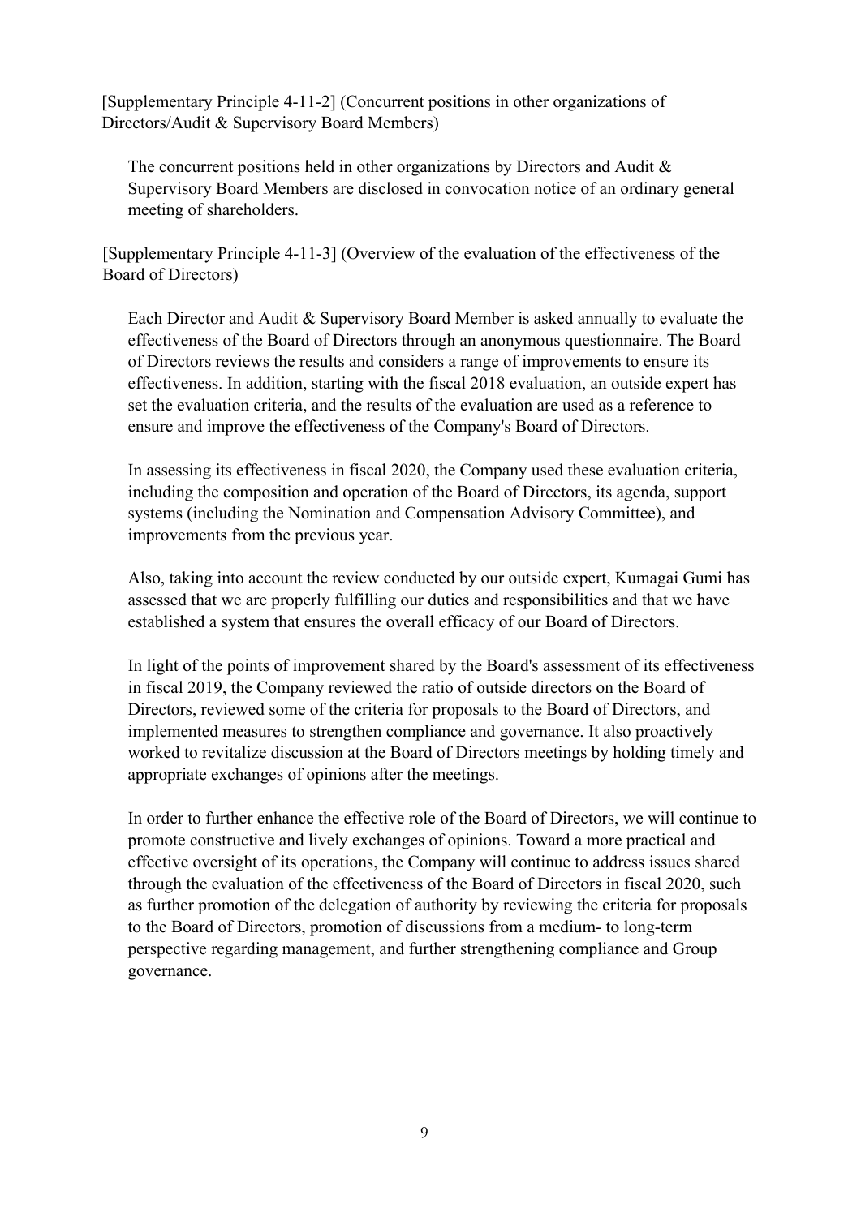[Supplementary Principle 4-11-2] (Concurrent positions in other organizations of Directors/Audit & Supervisory Board Members)

The concurrent positions held in other organizations by Directors and Audit & Supervisory Board Members are disclosed in convocation notice of an ordinary general meeting of shareholders.

[Supplementary Principle 4-11-3] (Overview of the evaluation of the effectiveness of the Board of Directors)

Each Director and Audit & Supervisory Board Member is asked annually to evaluate the effectiveness of the Board of Directors through an anonymous questionnaire. The Board of Directors reviews the results and considers a range of improvements to ensure its effectiveness. In addition, starting with the fiscal 2018 evaluation, an outside expert has set the evaluation criteria, and the results of the evaluation are used as a reference to ensure and improve the effectiveness of the Company's Board of Directors.

In assessing its effectiveness in fiscal 2020, the Company used these evaluation criteria, including the composition and operation of the Board of Directors, its agenda, support systems (including the Nomination and Compensation Advisory Committee), and improvements from the previous year.

Also, taking into account the review conducted by our outside expert, Kumagai Gumi has assessed that we are properly fulfilling our duties and responsibilities and that we have established a system that ensures the overall efficacy of our Board of Directors.

In light of the points of improvement shared by the Board's assessment of its effectiveness in fiscal 2019, the Company reviewed the ratio of outside directors on the Board of Directors, reviewed some of the criteria for proposals to the Board of Directors, and implemented measures to strengthen compliance and governance. It also proactively worked to revitalize discussion at the Board of Directors meetings by holding timely and appropriate exchanges of opinions after the meetings.

In order to further enhance the effective role of the Board of Directors, we will continue to promote constructive and lively exchanges of opinions. Toward a more practical and effective oversight of its operations, the Company will continue to address issues shared through the evaluation of the effectiveness of the Board of Directors in fiscal 2020, such as further promotion of the delegation of authority by reviewing the criteria for proposals to the Board of Directors, promotion of discussions from a medium- to long-term perspective regarding management, and further strengthening compliance and Group governance.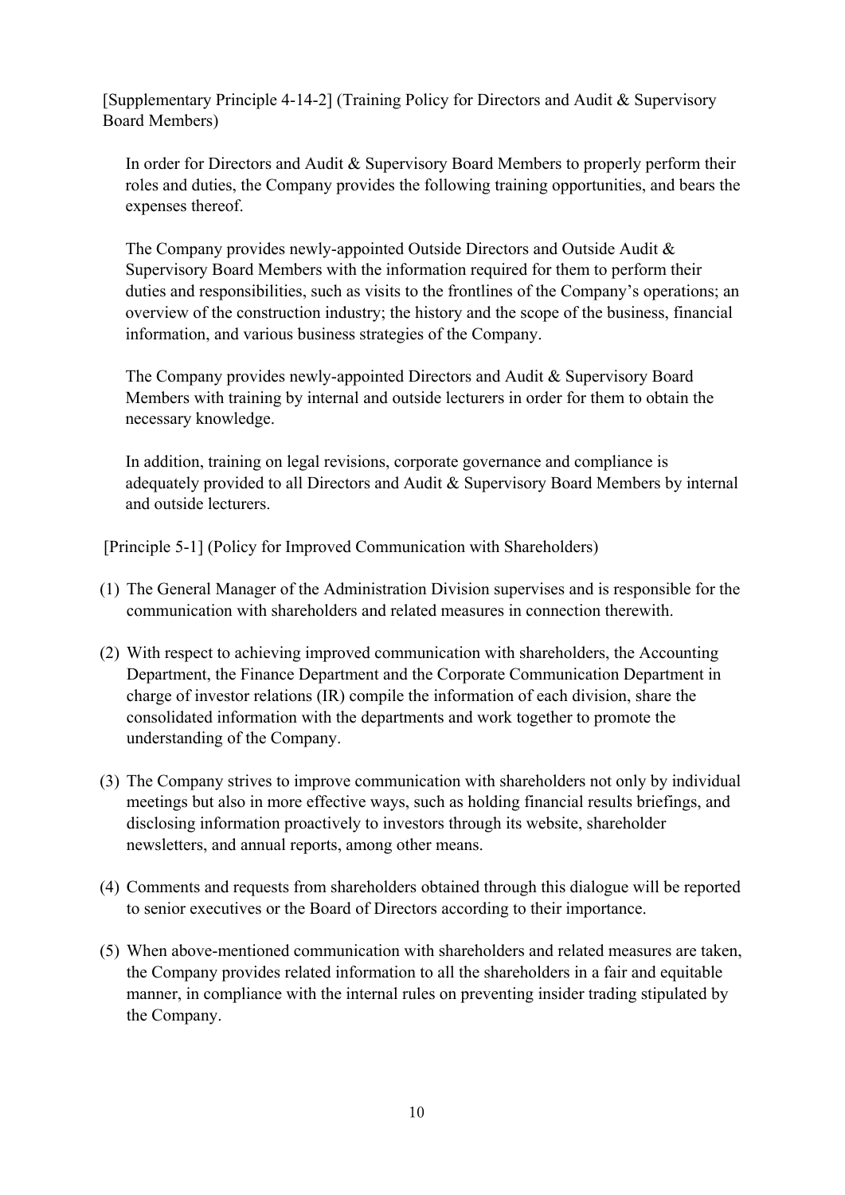[Supplementary Principle 4-14-2] (Training Policy for Directors and Audit & Supervisory Board Members)

In order for Directors and Audit & Supervisory Board Members to properly perform their roles and duties, the Company provides the following training opportunities, and bears the expenses thereof.

The Company provides newly-appointed Outside Directors and Outside Audit & Supervisory Board Members with the information required for them to perform their duties and responsibilities, such as visits to the frontlines of the Company's operations; an overview of the construction industry; the history and the scope of the business, financial information, and various business strategies of the Company.

The Company provides newly-appointed Directors and Audit & Supervisory Board Members with training by internal and outside lecturers in order for them to obtain the necessary knowledge.

In addition, training on legal revisions, corporate governance and compliance is adequately provided to all Directors and Audit & Supervisory Board Members by internal and outside lecturers.

[Principle 5-1] (Policy for Improved Communication with Shareholders)

(1) The General Manager of the Administration Division supervises and is responsible for the communication with shareholders and related measures in connection therewith.

(2) With respect to achieving improved communication with shareholders, the Accounting Department, the Finance Department and the Corporate Communication Department in charge of investor relations (IR) compile the information of each division, share the consolidated information with the departments and work together to promote the understanding of the Company.

(3) The Company strives to improve communication with shareholders not only by individual meetings but also in more effective ways, such as holding financial results briefings, and disclosing information proactively to investors through its website, shareholder newsletters, and annual reports, among other means.

(4) Comments and requests from shareholders obtained through this dialogue will be reported to senior executives or the Board of Directors according to their importance.

(5) When above-mentioned communication with shareholders and related measures are taken, the Company provides related information to all the shareholders in a fair and equitable manner, in compliance with the internal rules on preventing insider trading stipulated by the Company.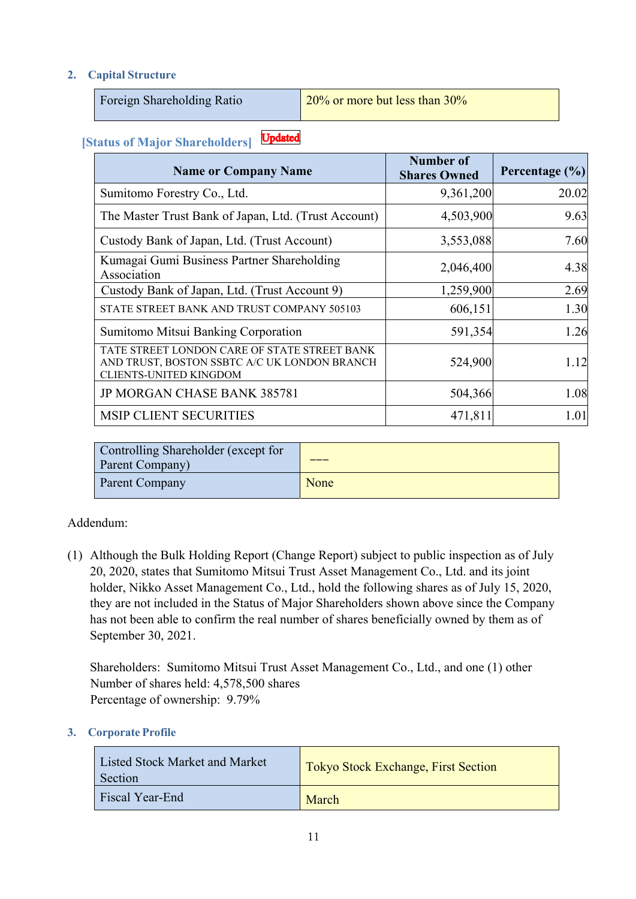## 2. Capital Structure

| Foreign Shareholding Ratio | 20% or more but less than 30% |
|---|---|

### [Status of Major Shareholders] Updated

| Name or Company Name | Number of Shares Owned | Percentage (%) |
|---|---|---|
| Sumitomo Forestry Co., Ltd. | 9,361,200 | 20.02 |
| The Master Trust Bank of Japan, Ltd. (Trust Account) | 4,503,900 | 9.63 |
| Custody Bank of Japan, Ltd. (Trust Account) | 3,553,088 | 7.60 |
| Kumagai Gumi Business Partner Shareholding Association | 2,046,400 | 4.38 |
| Custody Bank of Japan, Ltd. (Trust Account 9) | 1,259,900 | 2.69 |
| STATE STREET BANK AND TRUST COMPANY 505103 | 606,151 | 1.30 |
| Sumitomo Mitsui Banking Corporation | 591,354 | 1.26 |
| TATE STREET LONDON CARE OF STATE STREET BANK AND TRUST, BOSTON SSBTC A/C UK LONDON BRANCH CLIENTS-UNITED KINGDOM | 524,900 | 1.12 |
| JP MORGAN CHASE BANK 385781 | 504,366 | 1.08 |
| MSIP CLIENT SECURITIES | 471,811 | 1.01 |

| Controlling Shareholder (except for Parent Company) | ――― |
|---|---|
| Parent Company | None |

Addendum:

(1) Although the Bulk Holding Report (Change Report) subject to public inspection as of July 20, 2020, states that Sumitomo Mitsui Trust Asset Management Co., Ltd. and its joint holder, Nikko Asset Management Co., Ltd., hold the following shares as of July 15, 2020, they are not included in the Status of Major Shareholders shown above since the Company has not been able to confirm the real number of shares beneficially owned by them as of September 30, 2021.

Shareholders: Sumitomo Mitsui Trust Asset Management Co., Ltd., and one (1) other
Number of shares held: 4,578,500 shares
Percentage of ownership: 9.79%

## 3. Corporate Profile

| Listed Stock Market and Market Section | Tokyo Stock Exchange, First Section |
|---|---|
| Fiscal Year-End | March |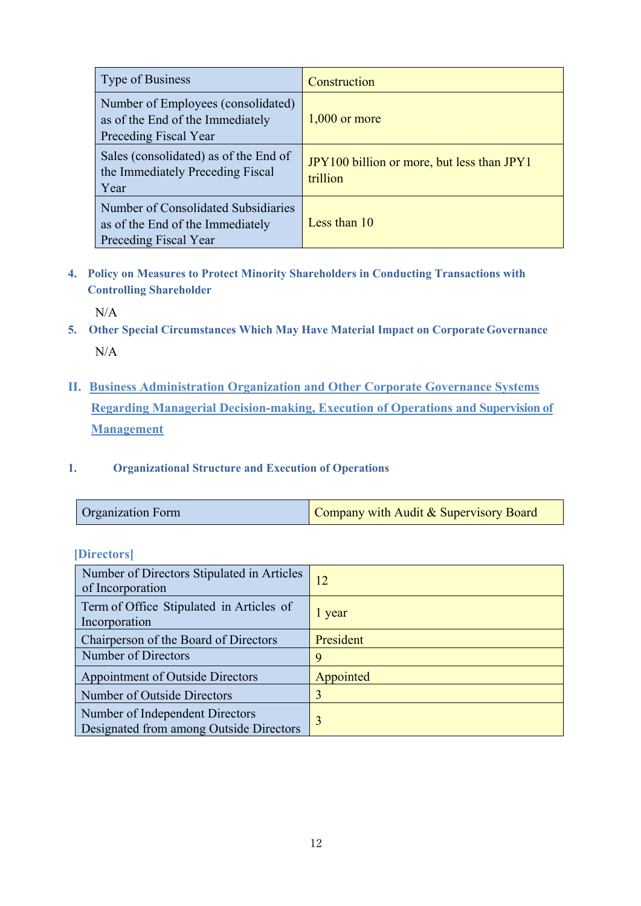| Type of Business | Construction |
|---|---|
| Number of Employees (consolidated) as of the End of the Immediately Preceding Fiscal Year | 1,000 or more |
| Sales (consolidated) as of the End of the Immediately Preceding Fiscal Year | JPY100 billion or more, but less than JPY1 trillion |
| Number of Consolidated Subsidiaries as of the End of the Immediately Preceding Fiscal Year | Less than 10 |

### 4. Policy on Measures to Protect Minority Shareholders in Conducting Transactions with Controlling Shareholder

N/A

### 5. Other Special Circumstances Which May Have Material Impact on Corporate Governance

N/A

## II. Business Administration Organization and Other Corporate Governance Systems Regarding Managerial Decision-making, Execution of Operations and Supervision of Management

### 1. Organizational Structure and Execution of Operations

| Organization Form | Company with Audit & Supervisory Board |
|---|---|

**[Directors]**

| Number of Directors Stipulated in Articles of Incorporation | 12 |
|---|---|
| Term of Office Stipulated in Articles of Incorporation | 1 year |
| Chairperson of the Board of Directors | President |
| Number of Directors | 9 |
| Appointment of Outside Directors | Appointed |
| Number of Outside Directors | 3 |
| Number of Independent Directors Designated from among Outside Directors | 3 |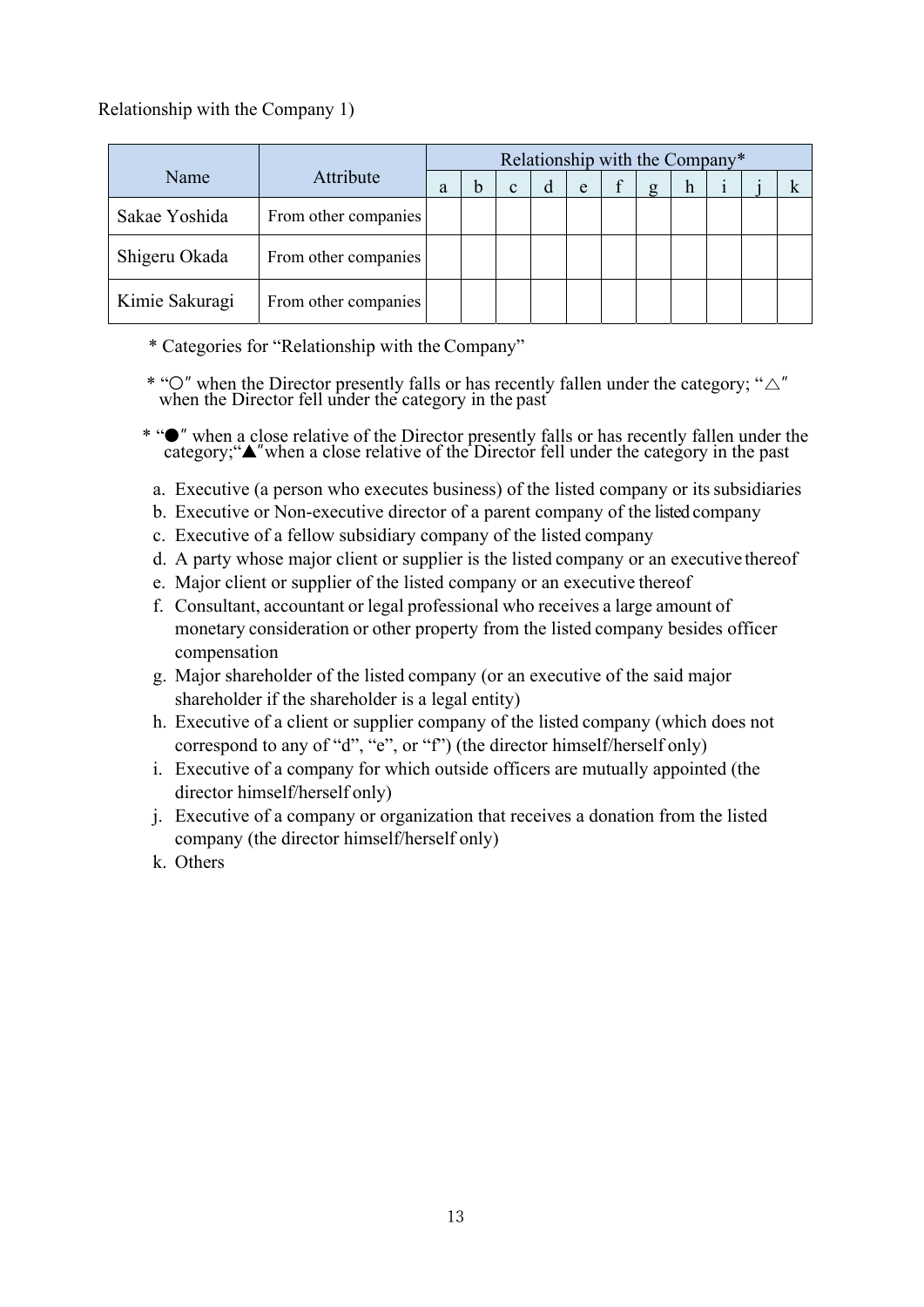Relationship with the Company 1)

| Name | Attribute | Relationship with the Company* | | | | | | | | | | |
|---|---|---|---|---|---|---|---|---|---|---|---|---|
| | | a | b | c | d | e | f | g | h | i | j | k |
| Sakae Yoshida | From other companies | | | | | | | | | | | |
| Shigeru Okada | From other companies | | | | | | | | | | | |
| Kimie Sakuragi | From other companies | | | | | | | | | | | |

\* Categories for "Relationship with the Company"

\* "○" when the Director presently falls or has recently fallen under the category; "△" when the Director fell under the category in the past

\* "●" when a close relative of the Director presently falls or has recently fallen under the category; "▲" when a close relative of the Director fell under the category in the past

a. Executive (a person who executes business) of the listed company or its subsidiaries
b. Executive or Non-executive director of a parent company of the listed company
c. Executive of a fellow subsidiary company of the listed company
d. A party whose major client or supplier is the listed company or an executive thereof
e. Major client or supplier of the listed company or an executive thereof
f. Consultant, accountant or legal professional who receives a large amount of monetary consideration or other property from the listed company besides officer compensation
g. Major shareholder of the listed company (or an executive of the said major shareholder if the shareholder is a legal entity)
h. Executive of a client or supplier company of the listed company (which does not correspond to any of "d", "e", or "f") (the director himself/herself only)
i. Executive of a company for which outside officers are mutually appointed (the director himself/herself only)
j. Executive of a company or organization that receives a donation from the listed company (the director himself/herself only)
k. Others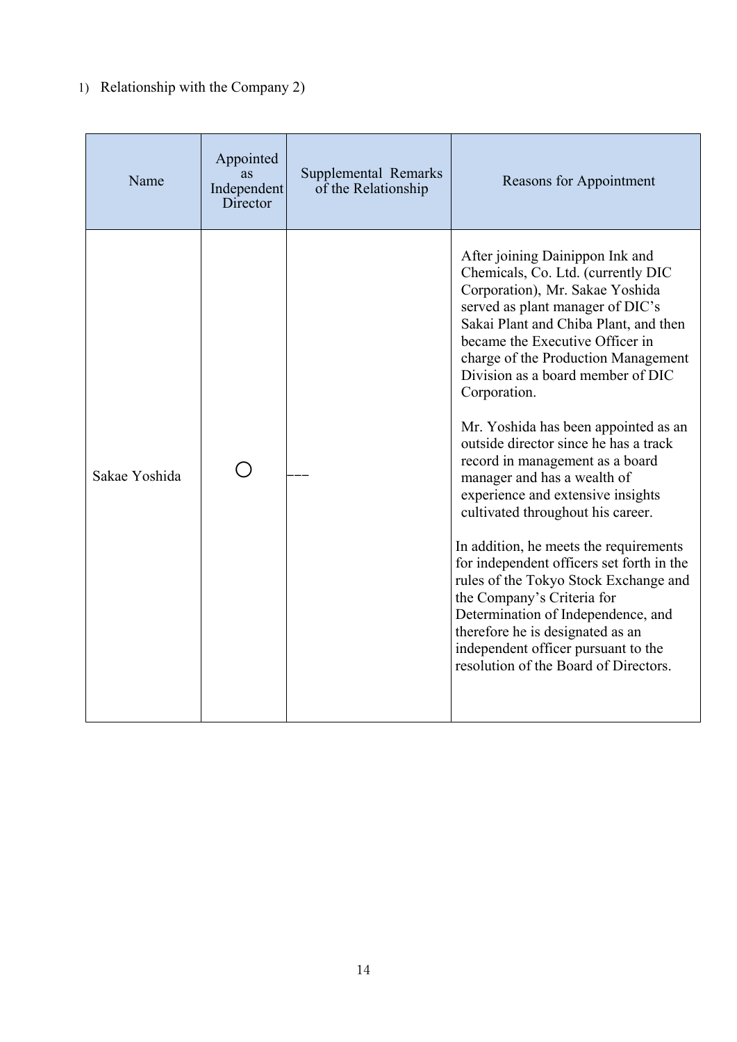1) Relationship with the Company 2)

| Name | Appointed as Independent Director | Supplemental Remarks of the Relationship | Reasons for Appointment |
|---|---|---|---|
| Sakae Yoshida | ○ | ––– | After joining Dainippon Ink and Chemicals, Co. Ltd. (currently DIC Corporation), Mr. Sakae Yoshida served as plant manager of DIC's Sakai Plant and Chiba Plant, and then became the Executive Officer in charge of the Production Management Division as a board member of DIC Corporation.<br><br>Mr. Yoshida has been appointed as an outside director since he has a track record in management as a board manager and has a wealth of experience and extensive insights cultivated throughout his career.<br><br>In addition, he meets the requirements for independent officers set forth in the rules of the Tokyo Stock Exchange and the Company's Criteria for Determination of Independence, and therefore he is designated as an independent officer pursuant to the resolution of the Board of Directors. |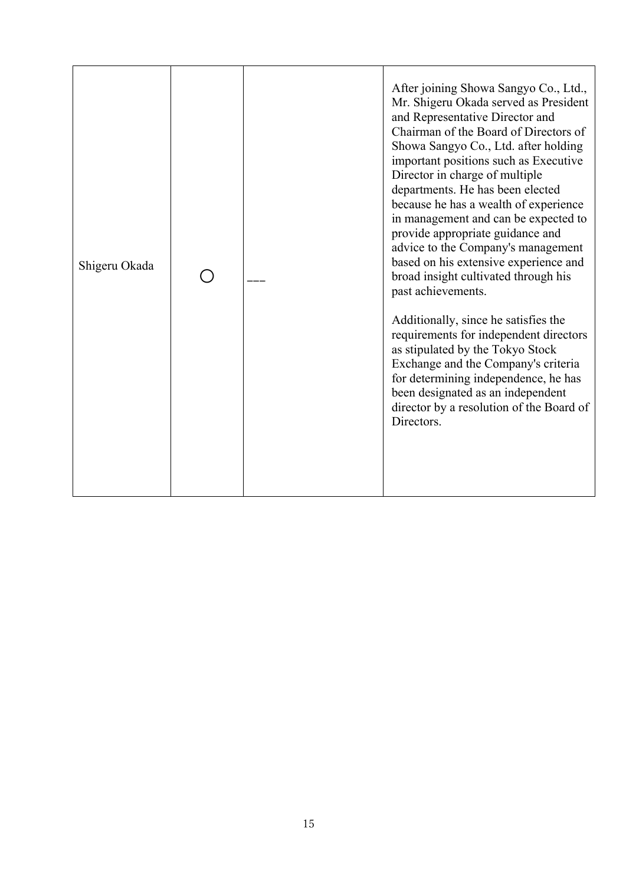| | | | |
|---|---|---|---|
| Shigeru Okada | ◯ | ――― | After joining Showa Sangyo Co., Ltd., Mr. Shigeru Okada served as President and Representative Director and Chairman of the Board of Directors of Showa Sangyo Co., Ltd. after holding important positions such as Executive Director in charge of multiple departments. He has been elected because he has a wealth of experience in management and can be expected to provide appropriate guidance and advice to the Company's management based on his extensive experience and broad insight cultivated through his past achievements.<br><br>Additionally, since he satisfies the requirements for independent directors as stipulated by the Tokyo Stock Exchange and the Company's criteria for determining independence, he has been designated as an independent director by a resolution of the Board of Directors. |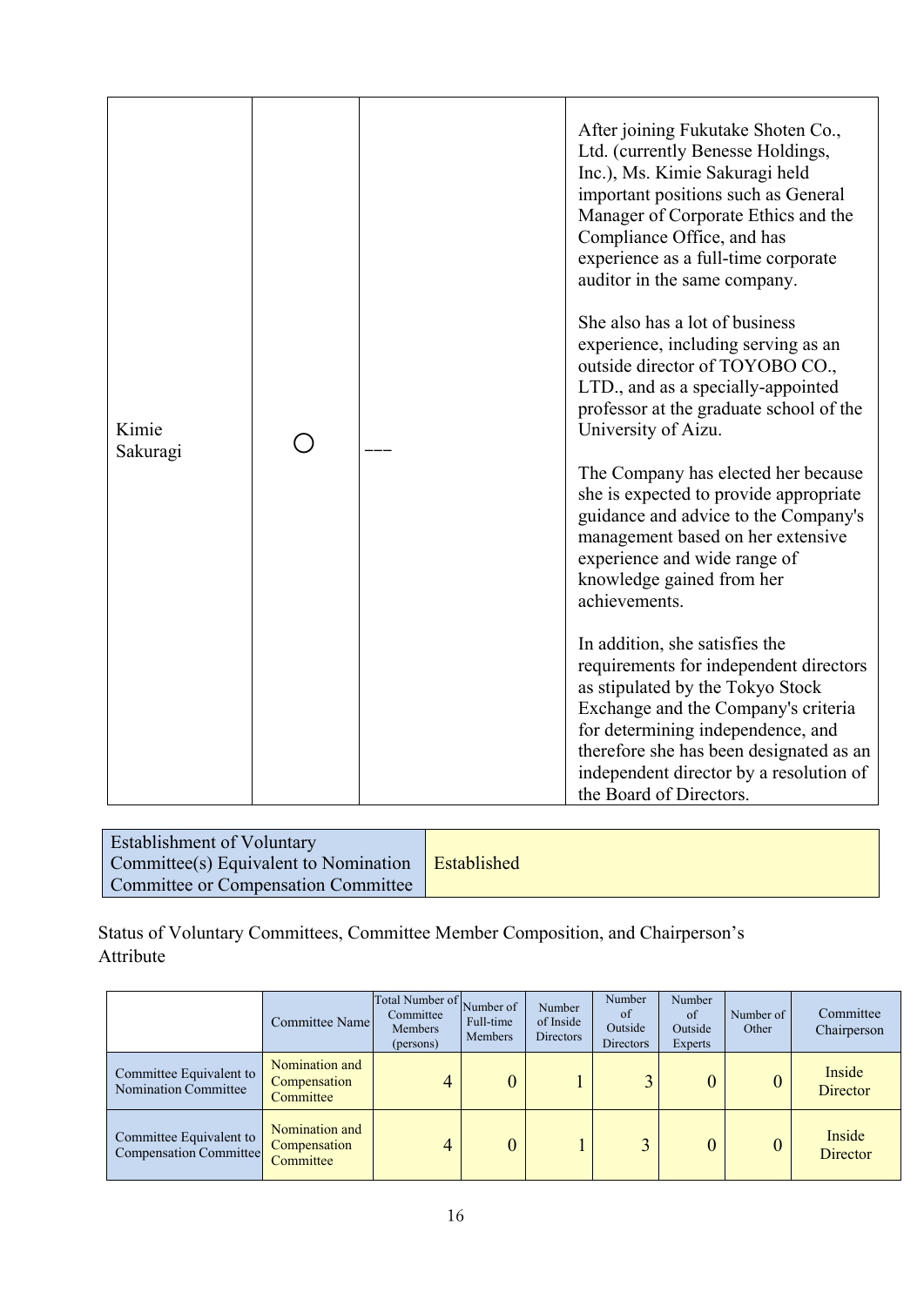| | | | |
|---|---|---|---|
| Kimie Sakuragi | ○ | ――― | After joining Fukutake Shoten Co., Ltd. (currently Benesse Holdings, Inc.), Ms. Kimie Sakuragi held important positions such as General Manager of Corporate Ethics and the Compliance Office, and has experience as a full-time corporate auditor in the same company.<br><br>She also has a lot of business experience, including serving as an outside director of TOYOBO CO., LTD., and as a specially-appointed professor at the graduate school of the University of Aizu.<br><br>The Company has elected her because she is expected to provide appropriate guidance and advice to the Company's management based on her extensive experience and wide range of knowledge gained from her achievements.<br><br>In addition, she satisfies the requirements for independent directors as stipulated by the Tokyo Stock Exchange and the Company's criteria for determining independence, and therefore she has been designated as an independent director by a resolution of the Board of Directors. |

| Establishment of Voluntary Committee(s) Equivalent to Nomination Committee or Compensation Committee | Established |
|---|---|

Status of Voluntary Committees, Committee Member Composition, and Chairperson's Attribute

| | Committee Name | Total Number of Committee Members (persons) | Number of Full-time Members | Number of Inside Directors | Number of Outside Directors | Number of Outside Experts | Number of Other | Committee Chairperson |
|---|---|---|---|---|---|---|---|---|
| Committee Equivalent to Nomination Committee | Nomination and Compensation Committee | 4 | 0 | 1 | 3 | 0 | 0 | Inside Director |
| Committee Equivalent to Compensation Committee | Nomination and Compensation Committee | 4 | 0 | 1 | 3 | 0 | 0 | Inside Director |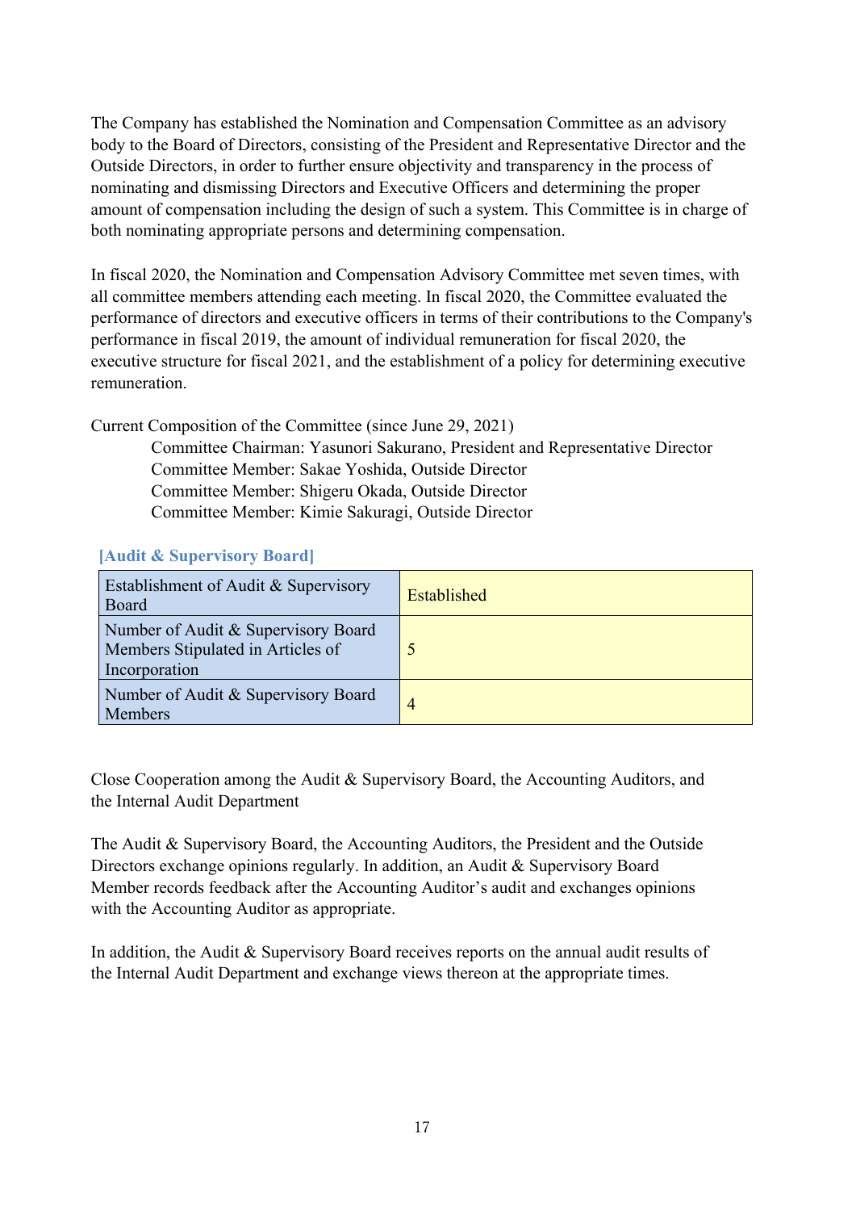The Company has established the Nomination and Compensation Committee as an advisory body to the Board of Directors, consisting of the President and Representative Director and the Outside Directors, in order to further ensure objectivity and transparency in the process of nominating and dismissing Directors and Executive Officers and determining the proper amount of compensation including the design of such a system. This Committee is in charge of both nominating appropriate persons and determining compensation.

In fiscal 2020, the Nomination and Compensation Advisory Committee met seven times, with all committee members attending each meeting. In fiscal 2020, the Committee evaluated the performance of directors and executive officers in terms of their contributions to the Company's performance in fiscal 2019, the amount of individual remuneration for fiscal 2020, the executive structure for fiscal 2021, and the establishment of a policy for determining executive remuneration.

Current Composition of the Committee (since June 29, 2021)

Committee Chairman: Yasunori Sakurano, President and Representative Director
Committee Member: Sakae Yoshida, Outside Director
Committee Member: Shigeru Okada, Outside Director
Committee Member: Kimie Sakuragi, Outside Director

**[Audit & Supervisory Board]**

| Establishment of Audit & Supervisory Board | Established |
|---|---|
| Number of Audit & Supervisory Board Members Stipulated in Articles of Incorporation | 5 |
| Number of Audit & Supervisory Board Members | 4 |

Close Cooperation among the Audit & Supervisory Board, the Accounting Auditors, and the Internal Audit Department

The Audit & Supervisory Board, the Accounting Auditors, the President and the Outside Directors exchange opinions regularly. In addition, an Audit & Supervisory Board Member records feedback after the Accounting Auditor's audit and exchanges opinions with the Accounting Auditor as appropriate.

In addition, the Audit & Supervisory Board receives reports on the annual audit results of the Internal Audit Department and exchange views thereon at the appropriate times.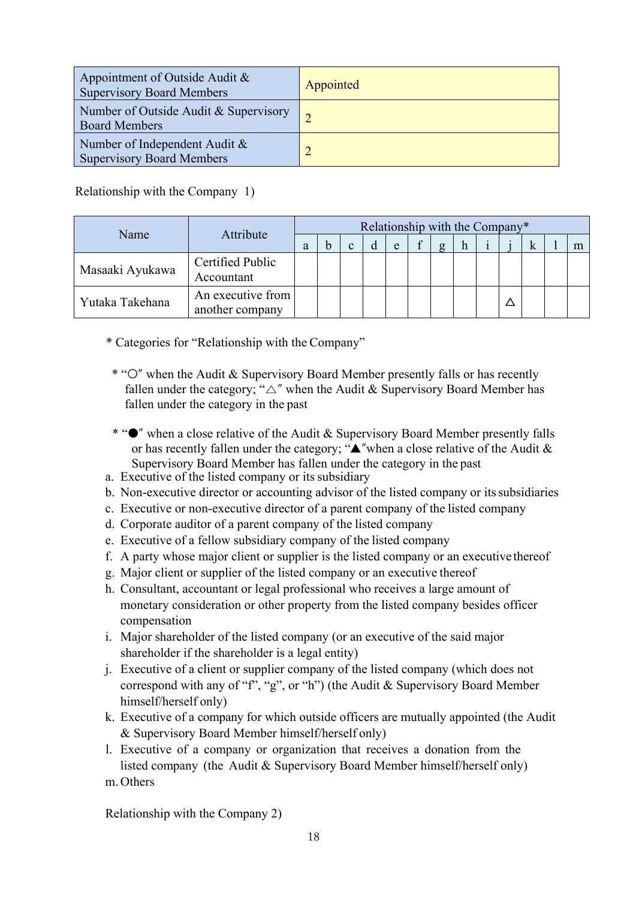| Appointment of Outside Audit & Supervisory Board Members | Appointed |
|---|---|
| Number of Outside Audit & Supervisory Board Members | 2 |
| Number of Independent Audit & Supervisory Board Members | 2 |

Relationship with the Company 1)

| Name | Attribute | Relationship with the Company* | | | | | | | | | | | | |
|---|---|---|---|---|---|---|---|---|---|---|---|---|---|---|
| | | a | b | c | d | e | f | g | h | i | j | k | l | m |
| Masaaki Ayukawa | Certified Public Accountant | | | | | | | | | | | | | |
| Yutaka Takehana | An executive from another company | | | | | | | | | | △ | | | |

\* Categories for "Relationship with the Company"

\* "○" when the Audit & Supervisory Board Member presently falls or has recently fallen under the category; "△" when the Audit & Supervisory Board Member has fallen under the category in the past

\* "●" when a close relative of the Audit & Supervisory Board Member presently falls or has recently fallen under the category; "▲"when a close relative of the Audit & Supervisory Board Member has fallen under the category in the past

a. Executive of the listed company or its subsidiary
b. Non-executive director or accounting advisor of the listed company or its subsidiaries
c. Executive or non-executive director of a parent company of the listed company
d. Corporate auditor of a parent company of the listed company
e. Executive of a fellow subsidiary company of the listed company
f. A party whose major client or supplier is the listed company or an executive thereof
g. Major client or supplier of the listed company or an executive thereof
h. Consultant, accountant or legal professional who receives a large amount of monetary consideration or other property from the listed company besides officer compensation
i. Major shareholder of the listed company (or an executive of the said major shareholder if the shareholder is a legal entity)
j. Executive of a client or supplier company of the listed company (which does not correspond with any of "f", "g", or "h") (the Audit & Supervisory Board Member himself/herself only)
k. Executive of a company for which outside officers are mutually appointed (the Audit & Supervisory Board Member himself/herself only)
l. Executive of a company or organization that receives a donation from the listed company (the Audit & Supervisory Board Member himself/herself only)
m. Others

Relationship with the Company 2)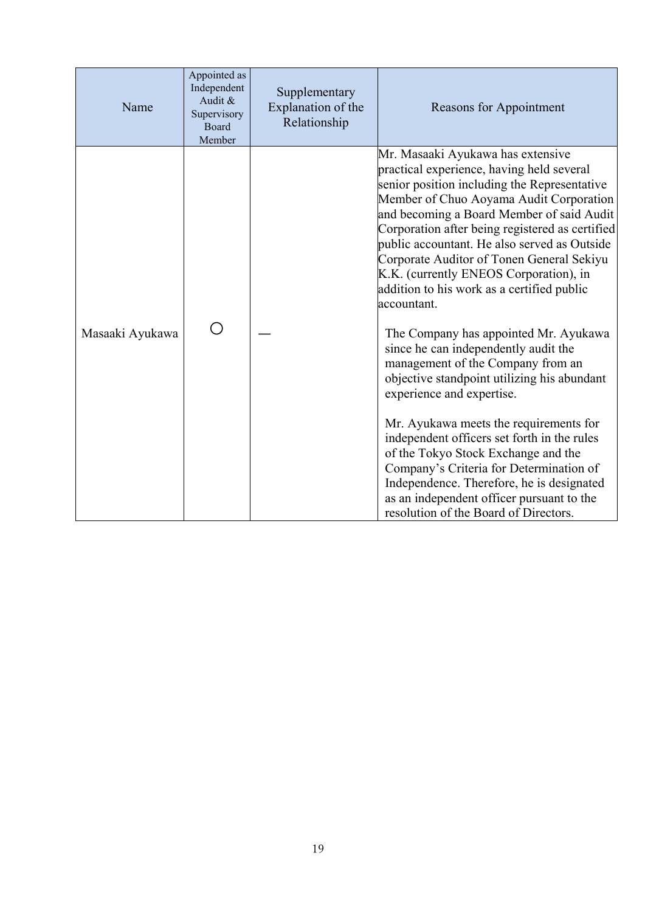| Name | Appointed as Independent Audit & Supervisory Board Member | Supplementary Explanation of the Relationship | Reasons for Appointment |
|---|---|---|---|
| Masaaki Ayukawa | ○ | — | Mr. Masaaki Ayukawa has extensive practical experience, having held several senior position including the Representative Member of Chuo Aoyama Audit Corporation and becoming a Board Member of said Audit Corporation after being registered as certified public accountant. He also served as Outside Corporate Auditor of Tonen General Sekiyu K.K. (currently ENEOS Corporation), in addition to his work as a certified public accountant.<br><br>The Company has appointed Mr. Ayukawa since he can independently audit the management of the Company from an objective standpoint utilizing his abundant experience and expertise.<br><br>Mr. Ayukawa meets the requirements for independent officers set forth in the rules of the Tokyo Stock Exchange and the Company's Criteria for Determination of Independence. Therefore, he is designated as an independent officer pursuant to the resolution of the Board of Directors. |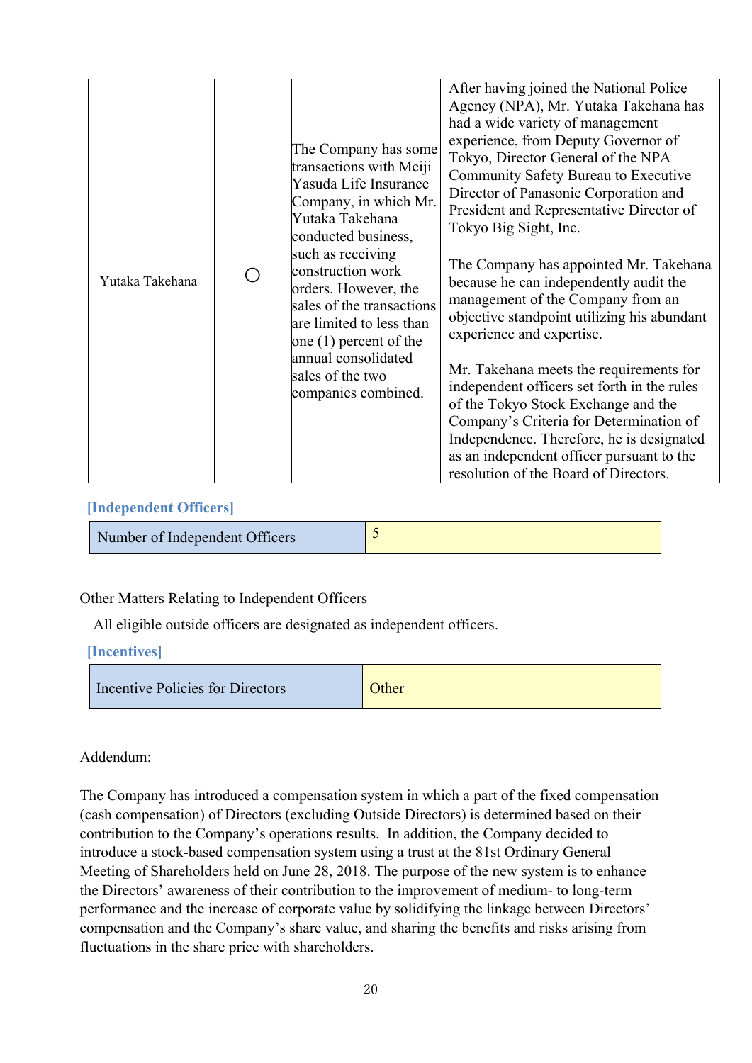| Yutaka Takehana | ○ | The Company has some transactions with Meiji Yasuda Life Insurance Company, in which Mr. Yutaka Takehana conducted business, such as receiving construction work orders. However, the sales of the transactions are limited to less than one (1) percent of the annual consolidated sales of the two companies combined. | After having joined the National Police Agency (NPA), Mr. Yutaka Takehana has had a wide variety of management experience, from Deputy Governor of Tokyo, Director General of the NPA Community Safety Bureau to Executive Director of Panasonic Corporation and President and Representative Director of Tokyo Big Sight, Inc.<br><br>The Company has appointed Mr. Takehana because he can independently audit the management of the Company from an objective standpoint utilizing his abundant experience and expertise.<br><br>Mr. Takehana meets the requirements for independent officers set forth in the rules of the Tokyo Stock Exchange and the Company's Criteria for Determination of Independence. Therefore, he is designated as an independent officer pursuant to the resolution of the Board of Directors. |
|---|---|---|---|

**[Independent Officers]**

| Number of Independent Officers | 5 |
|---|---|

Other Matters Relating to Independent Officers

All eligible outside officers are designated as independent officers.

**[Incentives]**

| Incentive Policies for Directors | Other |
|---|---|

Addendum:

The Company has introduced a compensation system in which a part of the fixed compensation (cash compensation) of Directors (excluding Outside Directors) is determined based on their contribution to the Company's operations results. In addition, the Company decided to introduce a stock-based compensation system using a trust at the 81st Ordinary General Meeting of Shareholders held on June 28, 2018. The purpose of the new system is to enhance the Directors' awareness of their contribution to the improvement of medium- to long-term performance and the increase of corporate value by solidifying the linkage between Directors' compensation and the Company's share value, and sharing the benefits and risks arising from fluctuations in the share price with shareholders.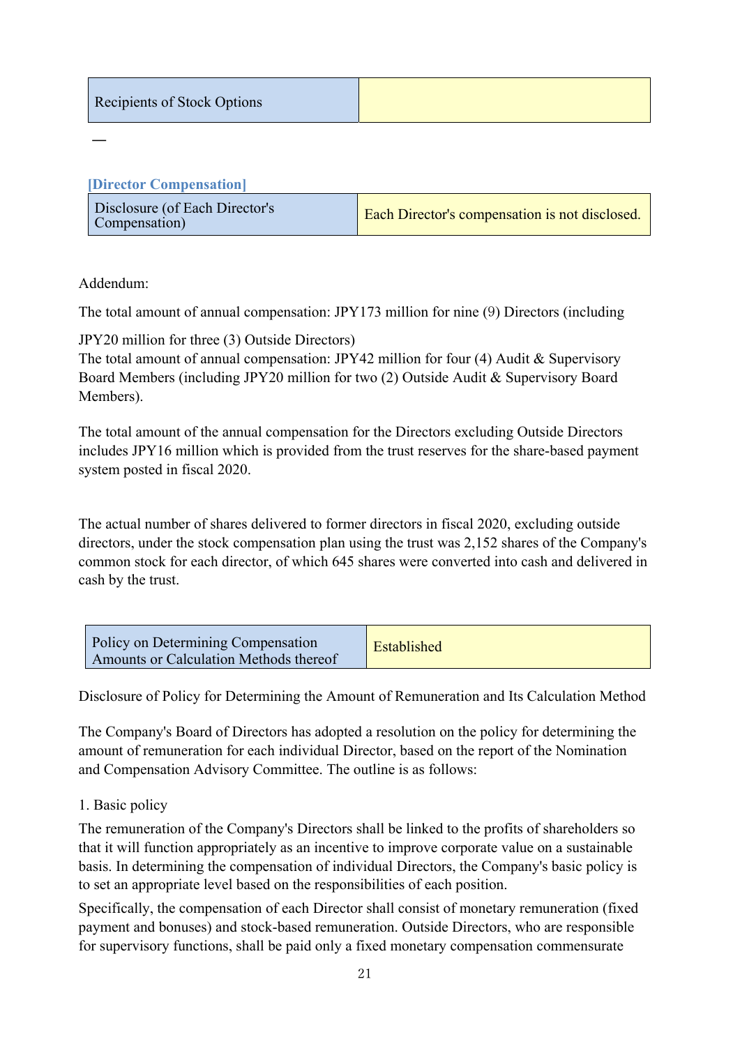| Recipients of Stock Options | |
|---|---|

—

**[Director Compensation]**

| Disclosure (of Each Director's Compensation) | Each Director's compensation is not disclosed. |
|---|---|

Addendum:

The total amount of annual compensation: JPY173 million for nine (9) Directors (including JPY20 million for three (3) Outside Directors)
The total amount of annual compensation: JPY42 million for four (4) Audit & Supervisory Board Members (including JPY20 million for two (2) Outside Audit & Supervisory Board Members).

The total amount of the annual compensation for the Directors excluding Outside Directors includes JPY16 million which is provided from the trust reserves for the share-based payment system posted in fiscal 2020.

The actual number of shares delivered to former directors in fiscal 2020, excluding outside directors, under the stock compensation plan using the trust was 2,152 shares of the Company's common stock for each director, of which 645 shares were converted into cash and delivered in cash by the trust.

| Policy on Determining Compensation Amounts or Calculation Methods thereof | Established |
|---|---|

Disclosure of Policy for Determining the Amount of Remuneration and Its Calculation Method

The Company's Board of Directors has adopted a resolution on the policy for determining the amount of remuneration for each individual Director, based on the report of the Nomination and Compensation Advisory Committee. The outline is as follows:

1. Basic policy

The remuneration of the Company's Directors shall be linked to the profits of shareholders so that it will function appropriately as an incentive to improve corporate value on a sustainable basis. In determining the compensation of individual Directors, the Company's basic policy is to set an appropriate level based on the responsibilities of each position.

Specifically, the compensation of each Director shall consist of monetary remuneration (fixed payment and bonuses) and stock-based remuneration. Outside Directors, who are responsible for supervisory functions, shall be paid only a fixed monetary compensation commensurate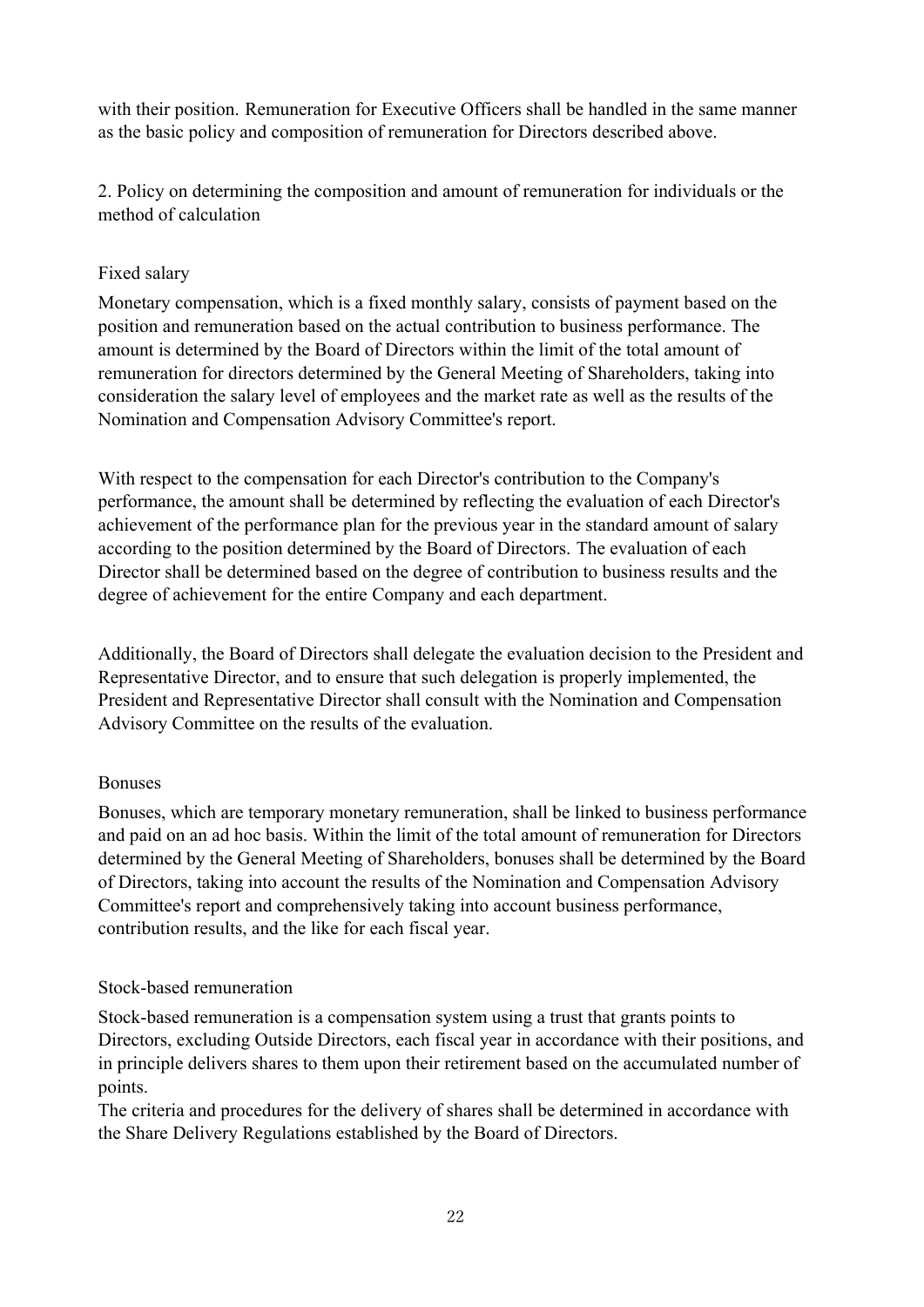with their position. Remuneration for Executive Officers shall be handled in the same manner as the basic policy and composition of remuneration for Directors described above.

2. Policy on determining the composition and amount of remuneration for individuals or the method of calculation

Fixed salary

Monetary compensation, which is a fixed monthly salary, consists of payment based on the position and remuneration based on the actual contribution to business performance. The amount is determined by the Board of Directors within the limit of the total amount of remuneration for directors determined by the General Meeting of Shareholders, taking into consideration the salary level of employees and the market rate as well as the results of the Nomination and Compensation Advisory Committee's report.

With respect to the compensation for each Director's contribution to the Company's performance, the amount shall be determined by reflecting the evaluation of each Director's achievement of the performance plan for the previous year in the standard amount of salary according to the position determined by the Board of Directors. The evaluation of each Director shall be determined based on the degree of contribution to business results and the degree of achievement for the entire Company and each department.

Additionally, the Board of Directors shall delegate the evaluation decision to the President and Representative Director, and to ensure that such delegation is properly implemented, the President and Representative Director shall consult with the Nomination and Compensation Advisory Committee on the results of the evaluation.

Bonuses

Bonuses, which are temporary monetary remuneration, shall be linked to business performance and paid on an ad hoc basis. Within the limit of the total amount of remuneration for Directors determined by the General Meeting of Shareholders, bonuses shall be determined by the Board of Directors, taking into account the results of the Nomination and Compensation Advisory Committee's report and comprehensively taking into account business performance, contribution results, and the like for each fiscal year.

Stock-based remuneration

Stock-based remuneration is a compensation system using a trust that grants points to Directors, excluding Outside Directors, each fiscal year in accordance with their positions, and in principle delivers shares to them upon their retirement based on the accumulated number of points.
The criteria and procedures for the delivery of shares shall be determined in accordance with the Share Delivery Regulations established by the Board of Directors.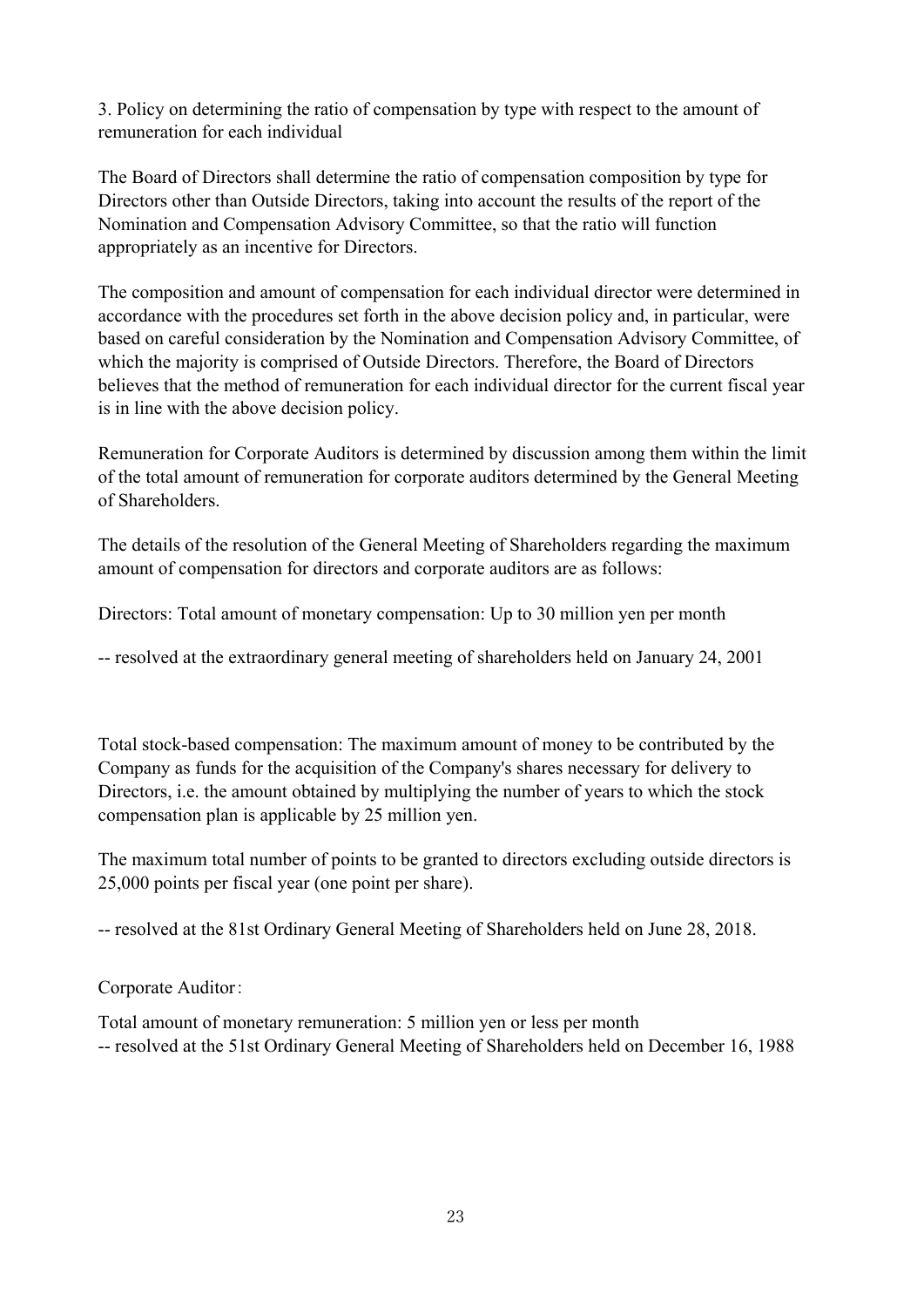3. Policy on determining the ratio of compensation by type with respect to the amount of remuneration for each individual

The Board of Directors shall determine the ratio of compensation composition by type for Directors other than Outside Directors, taking into account the results of the report of the Nomination and Compensation Advisory Committee, so that the ratio will function appropriately as an incentive for Directors.

The composition and amount of compensation for each individual director were determined in accordance with the procedures set forth in the above decision policy and, in particular, were based on careful consideration by the Nomination and Compensation Advisory Committee, of which the majority is comprised of Outside Directors. Therefore, the Board of Directors believes that the method of remuneration for each individual director for the current fiscal year is in line with the above decision policy.

Remuneration for Corporate Auditors is determined by discussion among them within the limit of the total amount of remuneration for corporate auditors determined by the General Meeting of Shareholders.

The details of the resolution of the General Meeting of Shareholders regarding the maximum amount of compensation for directors and corporate auditors are as follows:

Directors: Total amount of monetary compensation: Up to 30 million yen per month

-- resolved at the extraordinary general meeting of shareholders held on January 24, 2001

Total stock-based compensation: The maximum amount of money to be contributed by the Company as funds for the acquisition of the Company's shares necessary for delivery to Directors, i.e. the amount obtained by multiplying the number of years to which the stock compensation plan is applicable by 25 million yen.

The maximum total number of points to be granted to directors excluding outside directors is 25,000 points per fiscal year (one point per share).

-- resolved at the 81st Ordinary General Meeting of Shareholders held on June 28, 2018.

Corporate Auditor：

Total amount of monetary remuneration: 5 million yen or less per month
-- resolved at the 51st Ordinary General Meeting of Shareholders held on December 16, 1988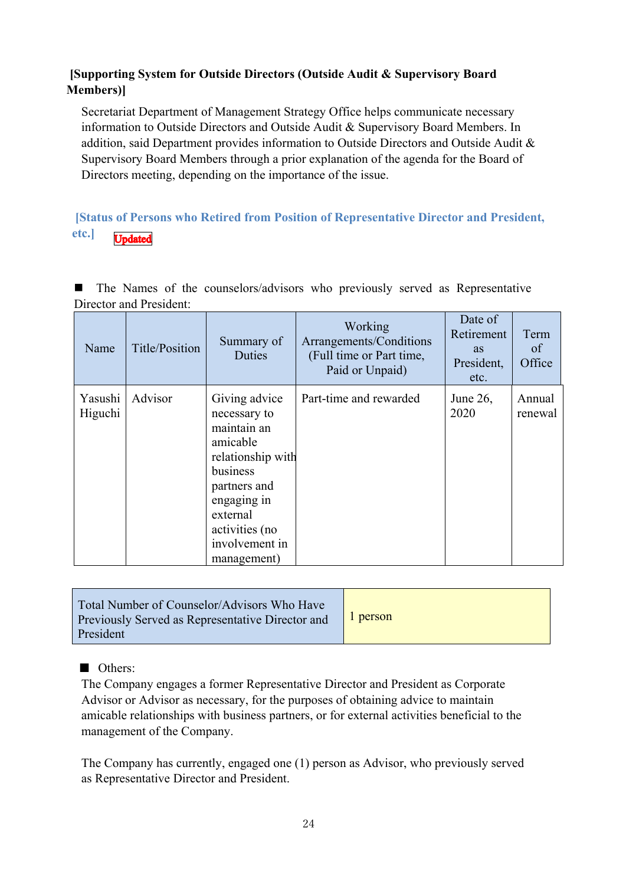**[Supporting System for Outside Directors (Outside Audit & Supervisory Board Members)]**

Secretariat Department of Management Strategy Office helps communicate necessary information to Outside Directors and Outside Audit & Supervisory Board Members. In addition, said Department provides information to Outside Directors and Outside Audit & Supervisory Board Members through a prior explanation of the agenda for the Board of Directors meeting, depending on the importance of the issue.

**[Status of Persons who Retired from Position of Representative Director and President, etc.]** Updated

■ The Names of the counselors/advisors who previously served as Representative Director and President:

| Name | Title/Position | Summary of Duties | Working Arrangements/Conditions (Full time or Part time, Paid or Unpaid) | Date of Retirement as President, etc. | Term of Office |
|---|---|---|---|---|---|
| Yasushi Higuchi | Advisor | Giving advice necessary to maintain an amicable relationship with business partners and engaging in external activities (no involvement in management) | Part-time and rewarded | June 26, 2020 | Annual renewal |

| Total Number of Counselor/Advisors Who Have Previously Served as Representative Director and President | 1 person |
|---|---|

■ Others:

The Company engages a former Representative Director and President as Corporate Advisor or Advisor as necessary, for the purposes of obtaining advice to maintain amicable relationships with business partners, or for external activities beneficial to the management of the Company.

The Company has currently, engaged one (1) person as Advisor, who previously served as Representative Director and President.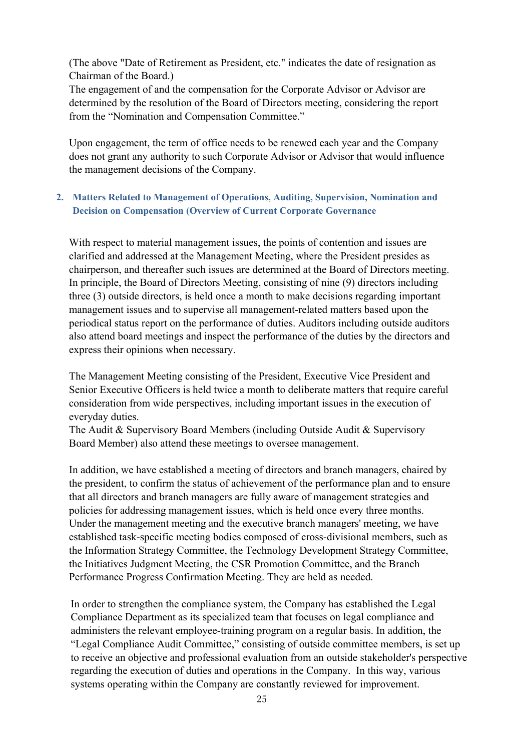(The above "Date of Retirement as President, etc." indicates the date of resignation as Chairman of the Board.)
The engagement of and the compensation for the Corporate Advisor or Advisor are determined by the resolution of the Board of Directors meeting, considering the report from the "Nomination and Compensation Committee."

Upon engagement, the term of office needs to be renewed each year and the Company does not grant any authority to such Corporate Advisor or Advisor that would influence the management decisions of the Company.

## 2. Matters Related to Management of Operations, Auditing, Supervision, Nomination and Decision on Compensation (Overview of Current Corporate Governance

With respect to material management issues, the points of contention and issues are clarified and addressed at the Management Meeting, where the President presides as chairperson, and thereafter such issues are determined at the Board of Directors meeting. In principle, the Board of Directors Meeting, consisting of nine (9) directors including three (3) outside directors, is held once a month to make decisions regarding important management issues and to supervise all management-related matters based upon the periodical status report on the performance of duties. Auditors including outside auditors also attend board meetings and inspect the performance of the duties by the directors and express their opinions when necessary.

The Management Meeting consisting of the President, Executive Vice President and Senior Executive Officers is held twice a month to deliberate matters that require careful consideration from wide perspectives, including important issues in the execution of everyday duties.
The Audit & Supervisory Board Members (including Outside Audit & Supervisory Board Member) also attend these meetings to oversee management.

In addition, we have established a meeting of directors and branch managers, chaired by the president, to confirm the status of achievement of the performance plan and to ensure that all directors and branch managers are fully aware of management strategies and policies for addressing management issues, which is held once every three months.
Under the management meeting and the executive branch managers' meeting, we have established task-specific meeting bodies composed of cross-divisional members, such as the Information Strategy Committee, the Technology Development Strategy Committee, the Initiatives Judgment Meeting, the CSR Promotion Committee, and the Branch Performance Progress Confirmation Meeting. They are held as needed.

In order to strengthen the compliance system, the Company has established the Legal Compliance Department as its specialized team that focuses on legal compliance and administers the relevant employee-training program on a regular basis. In addition, the "Legal Compliance Audit Committee," consisting of outside committee members, is set up to receive an objective and professional evaluation from an outside stakeholder's perspective regarding the execution of duties and operations in the Company. In this way, various systems operating within the Company are constantly reviewed for improvement.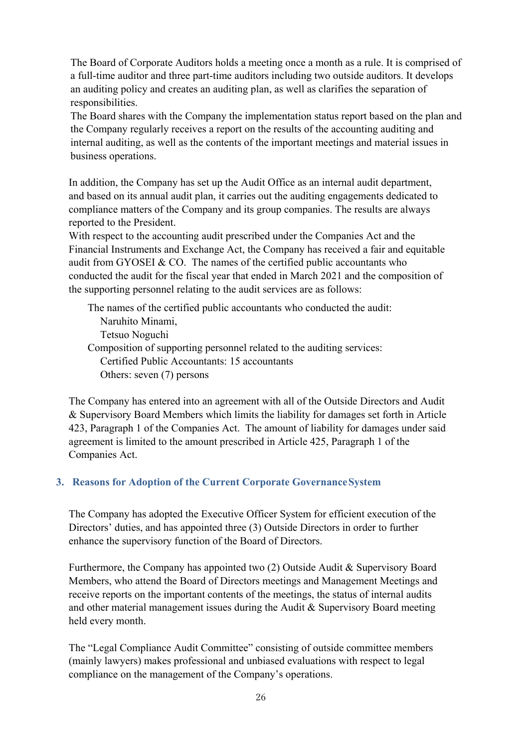The Board of Corporate Auditors holds a meeting once a month as a rule. It is comprised of a full-time auditor and three part-time auditors including two outside auditors. It develops an auditing policy and creates an auditing plan, as well as clarifies the separation of responsibilities.
The Board shares with the Company the implementation status report based on the plan and the Company regularly receives a report on the results of the accounting auditing and internal auditing, as well as the contents of the important meetings and material issues in business operations.

In addition, the Company has set up the Audit Office as an internal audit department, and based on its annual audit plan, it carries out the auditing engagements dedicated to compliance matters of the Company and its group companies. The results are always reported to the President.
With respect to the accounting audit prescribed under the Companies Act and the Financial Instruments and Exchange Act, the Company has received a fair and equitable audit from GYOSEI & CO. The names of the certified public accountants who conducted the audit for the fiscal year that ended in March 2021 and the composition of the supporting personnel relating to the audit services are as follows:

The names of the certified public accountants who conducted the audit:
- Naruhito Minami,
- Tetsuo Noguchi

Composition of supporting personnel related to the auditing services:
- Certified Public Accountants: 15 accountants
- Others: seven (7) persons

The Company has entered into an agreement with all of the Outside Directors and Audit & Supervisory Board Members which limits the liability for damages set forth in Article 423, Paragraph 1 of the Companies Act. The amount of liability for damages under said agreement is limited to the amount prescribed in Article 425, Paragraph 1 of the Companies Act.

## 3. Reasons for Adoption of the Current Corporate Governance System

The Company has adopted the Executive Officer System for efficient execution of the Directors' duties, and has appointed three (3) Outside Directors in order to further enhance the supervisory function of the Board of Directors.

Furthermore, the Company has appointed two (2) Outside Audit & Supervisory Board Members, who attend the Board of Directors meetings and Management Meetings and receive reports on the important contents of the meetings, the status of internal audits and other material management issues during the Audit & Supervisory Board meeting held every month.

The "Legal Compliance Audit Committee" consisting of outside committee members (mainly lawyers) makes professional and unbiased evaluations with respect to legal compliance on the management of the Company's operations.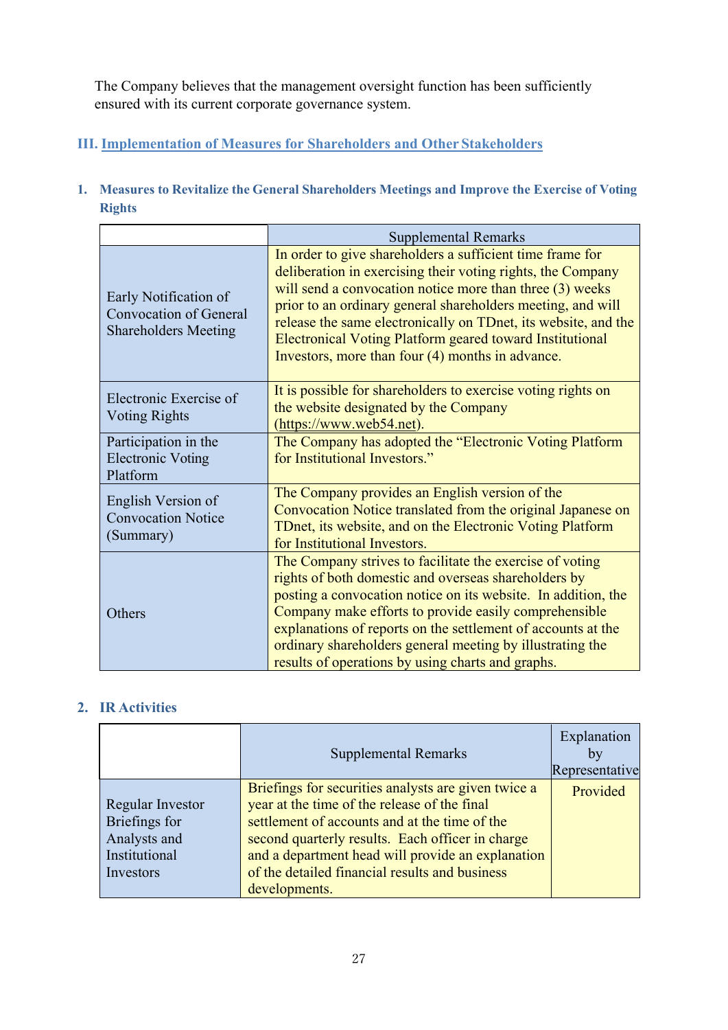The Company believes that the management oversight function has been sufficiently ensured with its current corporate governance system.

## III. Implementation of Measures for Shareholders and Other Stakeholders

### 1. Measures to Revitalize the General Shareholders Meetings and Improve the Exercise of Voting Rights

| | Supplemental Remarks |
|---|---|
| Early Notification of Convocation of General Shareholders Meeting | In order to give shareholders a sufficient time frame for deliberation in exercising their voting rights, the Company will send a convocation notice more than three (3) weeks prior to an ordinary general shareholders meeting, and will release the same electronically on TDnet, its website, and the Electronical Voting Platform geared toward Institutional Investors, more than four (4) months in advance. |
| Electronic Exercise of Voting Rights | It is possible for shareholders to exercise voting rights on the website designated by the Company (https://www.web54.net). |
| Participation in the Electronic Voting Platform | The Company has adopted the "Electronic Voting Platform for Institutional Investors." |
| English Version of Convocation Notice (Summary) | The Company provides an English version of the Convocation Notice translated from the original Japanese on TDnet, its website, and on the Electronic Voting Platform for Institutional Investors. |
| Others | The Company strives to facilitate the exercise of voting rights of both domestic and overseas shareholders by posting a convocation notice on its website. In addition, the Company make efforts to provide easily comprehensible explanations of reports on the settlement of accounts at the ordinary shareholders general meeting by illustrating the results of operations by using charts and graphs. |

### 2. IR Activities

| | Supplemental Remarks | Explanation by Representative |
|---|---|---|
| Regular Investor Briefings for Analysts and Institutional Investors | Briefings for securities analysts are given twice a year at the time of the release of the final settlement of accounts and at the time of the second quarterly results. Each officer in charge and a department head will provide an explanation of the detailed financial results and business developments. | Provided |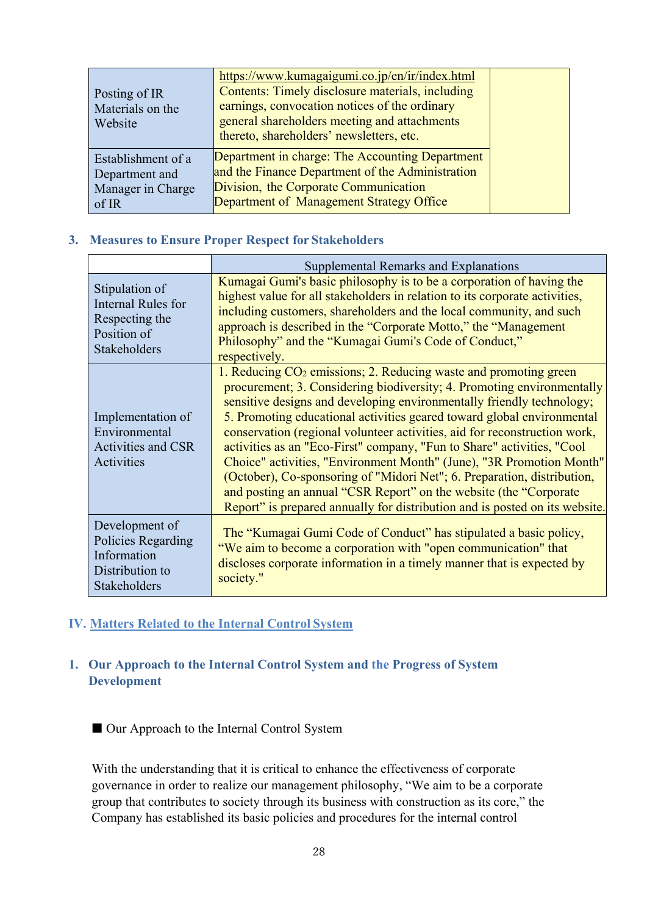| | | |
|---|---|---|
| Posting of IR Materials on the Website | https://www.kumagaigumi.co.jp/en/ir/index.html Contents: Timely disclosure materials, including earnings, convocation notices of the ordinary general shareholders meeting and attachments thereto, shareholders' newsletters, etc. | |
| Establishment of a Department and Manager in Charge of IR | Department in charge: The Accounting Department and the Finance Department of the Administration Division, the Corporate Communication Department of Management Strategy Office | |

### 3. Measures to Ensure Proper Respect for Stakeholders

| | Supplemental Remarks and Explanations |
|---|---|
| Stipulation of Internal Rules for Respecting the Position of Stakeholders | Kumagai Gumi's basic philosophy is to be a corporation of having the highest value for all stakeholders in relation to its corporate activities, including customers, shareholders and the local community, and such approach is described in the "Corporate Motto," the "Management Philosophy" and the "Kumagai Gumi's Code of Conduct," respectively. |
| Implementation of Environmental Activities and CSR Activities | 1. Reducing $CO_2$ emissions; 2. Reducing waste and promoting green procurement; 3. Considering biodiversity; 4. Promoting environmentally sensitive designs and developing environmentally friendly technology; 5. Promoting educational activities geared toward global environmental conservation (regional volunteer activities, aid for reconstruction work, activities as an "Eco-First" company, "Fun to Share" activities, "Cool Choice" activities, "Environment Month" (June), "3R Promotion Month" (October), Co-sponsoring of "Midori Net"; 6. Preparation, distribution, and posting an annual "CSR Report" on the website (the "Corporate Report" is prepared annually for distribution and is posted on its website. |
| Development of Policies Regarding Information Distribution to Stakeholders | The "Kumagai Gumi Code of Conduct" has stipulated a basic policy, "We aim to become a corporation with "open communication" that discloses corporate information in a timely manner that is expected by society." |

## IV. Matters Related to the Internal Control System

### 1. Our Approach to the Internal Control System and the Progress of System Development

■ Our Approach to the Internal Control System

With the understanding that it is critical to enhance the effectiveness of corporate governance in order to realize our management philosophy, "We aim to be a corporate group that contributes to society through its business with construction as its core," the Company has established its basic policies and procedures for the internal control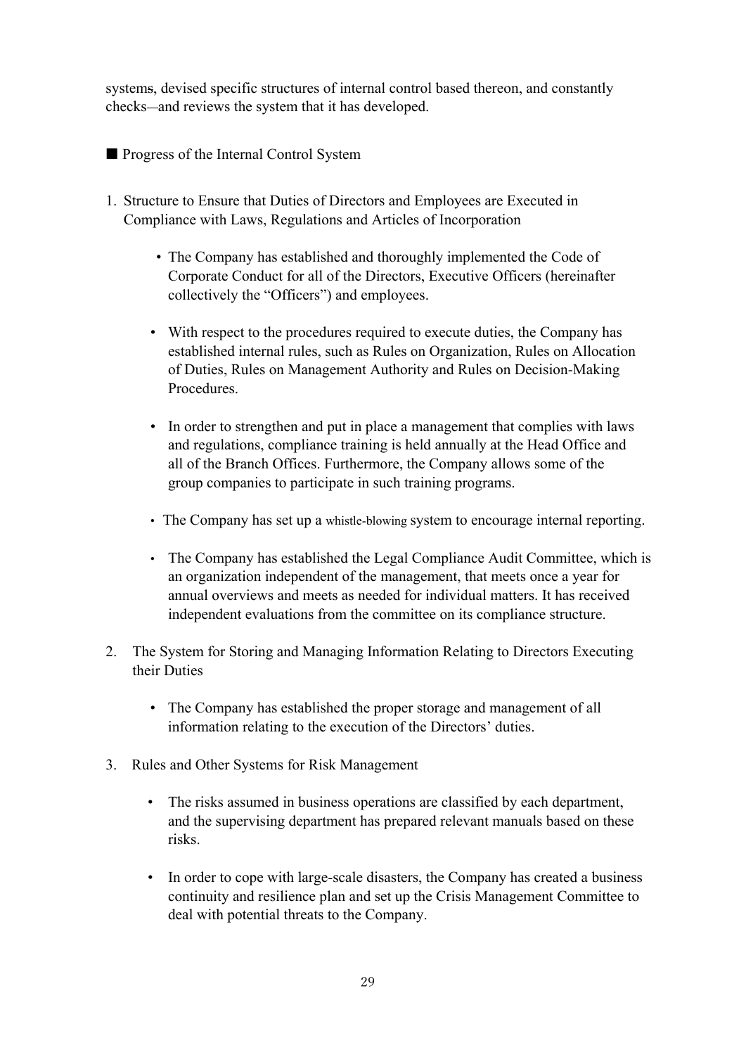systems, devised specific structures of internal control based thereon, and constantly checks—and reviews the system that it has developed.

■ Progress of the Internal Control System

1. Structure to Ensure that Duties of Directors and Employees are Executed in Compliance with Laws, Regulations and Articles of Incorporation

    - The Company has established and thoroughly implemented the Code of Corporate Conduct for all of the Directors, Executive Officers (hereinafter collectively the "Officers") and employees.

    - With respect to the procedures required to execute duties, the Company has established internal rules, such as Rules on Organization, Rules on Allocation of Duties, Rules on Management Authority and Rules on Decision-Making Procedures.

    - In order to strengthen and put in place a management that complies with laws and regulations, compliance training is held annually at the Head Office and all of the Branch Offices. Furthermore, the Company allows some of the group companies to participate in such training programs.

    - The Company has set up a whistle-blowing system to encourage internal reporting.

    - The Company has established the Legal Compliance Audit Committee, which is an organization independent of the management, that meets once a year for annual overviews and meets as needed for individual matters. It has received independent evaluations from the committee on its compliance structure.

2. The System for Storing and Managing Information Relating to Directors Executing their Duties

    - The Company has established the proper storage and management of all information relating to the execution of the Directors' duties.

3. Rules and Other Systems for Risk Management

    - The risks assumed in business operations are classified by each department, and the supervising department has prepared relevant manuals based on these risks.

    - In order to cope with large-scale disasters, the Company has created a business continuity and resilience plan and set up the Crisis Management Committee to deal with potential threats to the Company.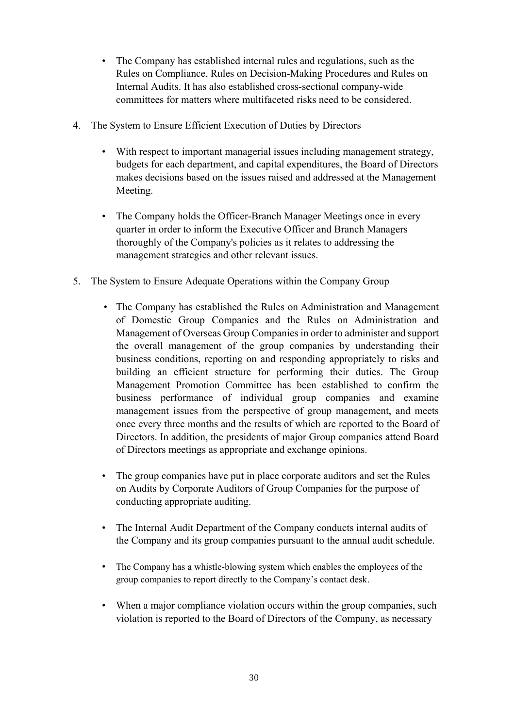- The Company has established internal rules and regulations, such as the Rules on Compliance, Rules on Decision-Making Procedures and Rules on Internal Audits. It has also established cross-sectional company-wide committees for matters where multifaceted risks need to be considered.

4. The System to Ensure Efficient Execution of Duties by Directors

   - With respect to important managerial issues including management strategy, budgets for each department, and capital expenditures, the Board of Directors makes decisions based on the issues raised and addressed at the Management Meeting.

   - The Company holds the Officer-Branch Manager Meetings once in every quarter in order to inform the Executive Officer and Branch Managers thoroughly of the Company's policies as it relates to addressing the management strategies and other relevant issues.

5. The System to Ensure Adequate Operations within the Company Group

   - The Company has established the Rules on Administration and Management of Domestic Group Companies and the Rules on Administration and Management of Overseas Group Companies in order to administer and support the overall management of the group companies by understanding their business conditions, reporting on and responding appropriately to risks and building an efficient structure for performing their duties. The Group Management Promotion Committee has been established to confirm the business performance of individual group companies and examine management issues from the perspective of group management, and meets once every three months and the results of which are reported to the Board of Directors. In addition, the presidents of major Group companies attend Board of Directors meetings as appropriate and exchange opinions.

   - The group companies have put in place corporate auditors and set the Rules on Audits by Corporate Auditors of Group Companies for the purpose of conducting appropriate auditing.

   - The Internal Audit Department of the Company conducts internal audits of the Company and its group companies pursuant to the annual audit schedule.

   - The Company has a whistle-blowing system which enables the employees of the group companies to report directly to the Company's contact desk.

   - When a major compliance violation occurs within the group companies, such violation is reported to the Board of Directors of the Company, as necessary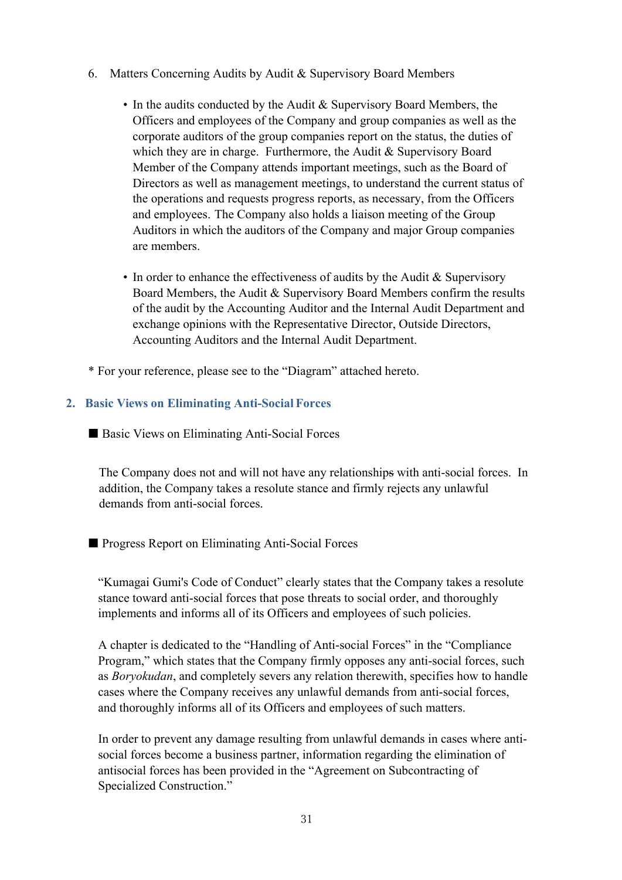6. Matters Concerning Audits by Audit & Supervisory Board Members

   - In the audits conducted by the Audit & Supervisory Board Members, the Officers and employees of the Company and group companies as well as the corporate auditors of the group companies report on the status, the duties of which they are in charge. Furthermore, the Audit & Supervisory Board Member of the Company attends important meetings, such as the Board of Directors as well as management meetings, to understand the current status of the operations and requests progress reports, as necessary, from the Officers and employees. The Company also holds a liaison meeting of the Group Auditors in which the auditors of the Company and major Group companies are members.

   - In order to enhance the effectiveness of audits by the Audit & Supervisory Board Members, the Audit & Supervisory Board Members confirm the results of the audit by the Accounting Auditor and the Internal Audit Department and exchange opinions with the Representative Director, Outside Directors, Accounting Auditors and the Internal Audit Department.

\* For your reference, please see to the "Diagram" attached hereto.

## 2. Basic Views on Eliminating Anti-Social Forces

■ Basic Views on Eliminating Anti-Social Forces

The Company does not and will not have any relationships with anti-social forces. In addition, the Company takes a resolute stance and firmly rejects any unlawful demands from anti-social forces.

■ Progress Report on Eliminating Anti-Social Forces

"Kumagai Gumi's Code of Conduct" clearly states that the Company takes a resolute stance toward anti-social forces that pose threats to social order, and thoroughly implements and informs all of its Officers and employees of such policies.

A chapter is dedicated to the "Handling of Anti-social Forces" in the "Compliance Program," which states that the Company firmly opposes any anti-social forces, such as *Boryokudan*, and completely severs any relation therewith, specifies how to handle cases where the Company receives any unlawful demands from anti-social forces, and thoroughly informs all of its Officers and employees of such matters.

In order to prevent any damage resulting from unlawful demands in cases where anti-social forces become a business partner, information regarding the elimination of antisocial forces has been provided in the "Agreement on Subcontracting of Specialized Construction."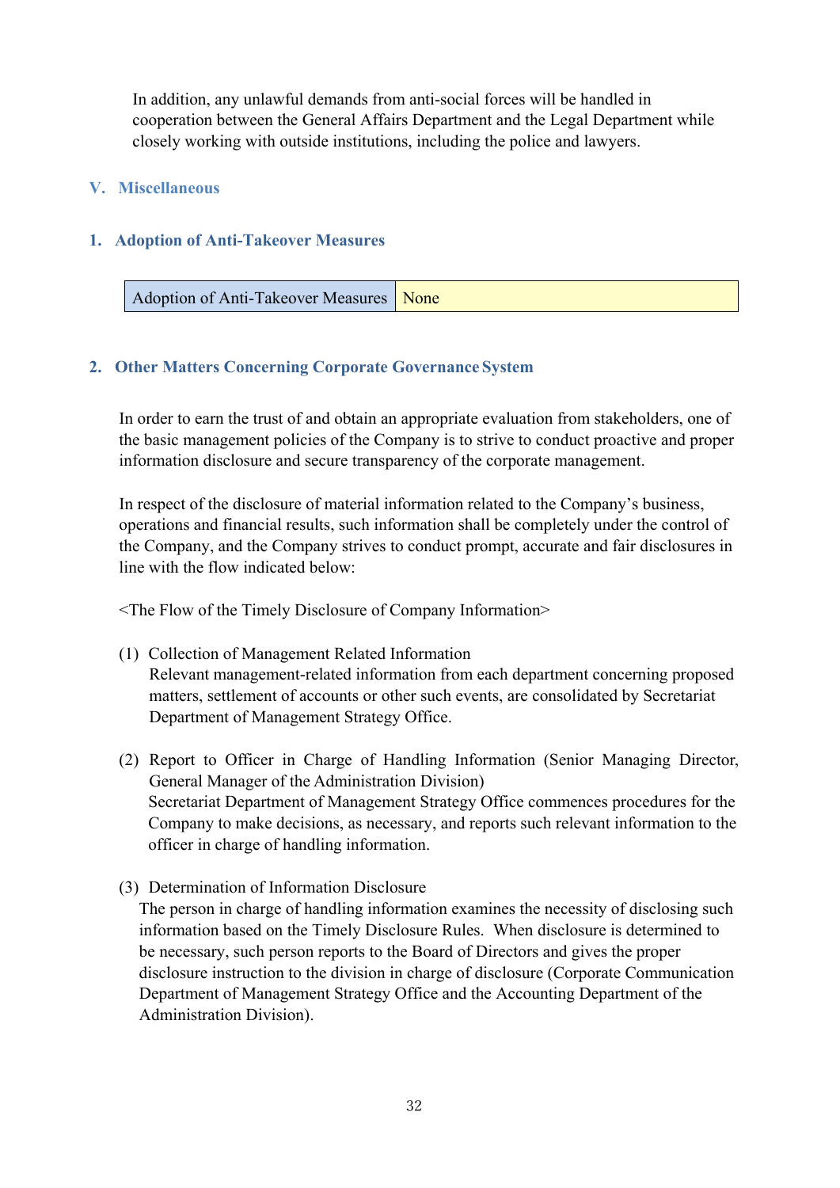In addition, any unlawful demands from anti-social forces will be handled in cooperation between the General Affairs Department and the Legal Department while closely working with outside institutions, including the police and lawyers.

## V. Miscellaneous

### 1. Adoption of Anti-Takeover Measures

| Adoption of Anti-Takeover Measures | None |
|---|---|

### 2. Other Matters Concerning Corporate Governance System

In order to earn the trust of and obtain an appropriate evaluation from stakeholders, one of the basic management policies of the Company is to strive to conduct proactive and proper information disclosure and secure transparency of the corporate management.

In respect of the disclosure of material information related to the Company's business, operations and financial results, such information shall be completely under the control of the Company, and the Company strives to conduct prompt, accurate and fair disclosures in line with the flow indicated below:

<The Flow of the Timely Disclosure of Company Information>

(1) Collection of Management Related Information
Relevant management-related information from each department concerning proposed matters, settlement of accounts or other such events, are consolidated by Secretariat Department of Management Strategy Office.

(2) Report to Officer in Charge of Handling Information (Senior Managing Director, General Manager of the Administration Division)
Secretariat Department of Management Strategy Office commences procedures for the Company to make decisions, as necessary, and reports such relevant information to the officer in charge of handling information.

(3) Determination of Information Disclosure
The person in charge of handling information examines the necessity of disclosing such information based on the Timely Disclosure Rules. When disclosure is determined to be necessary, such person reports to the Board of Directors and gives the proper disclosure instruction to the division in charge of disclosure (Corporate Communication Department of Management Strategy Office and the Accounting Department of the Administration Division).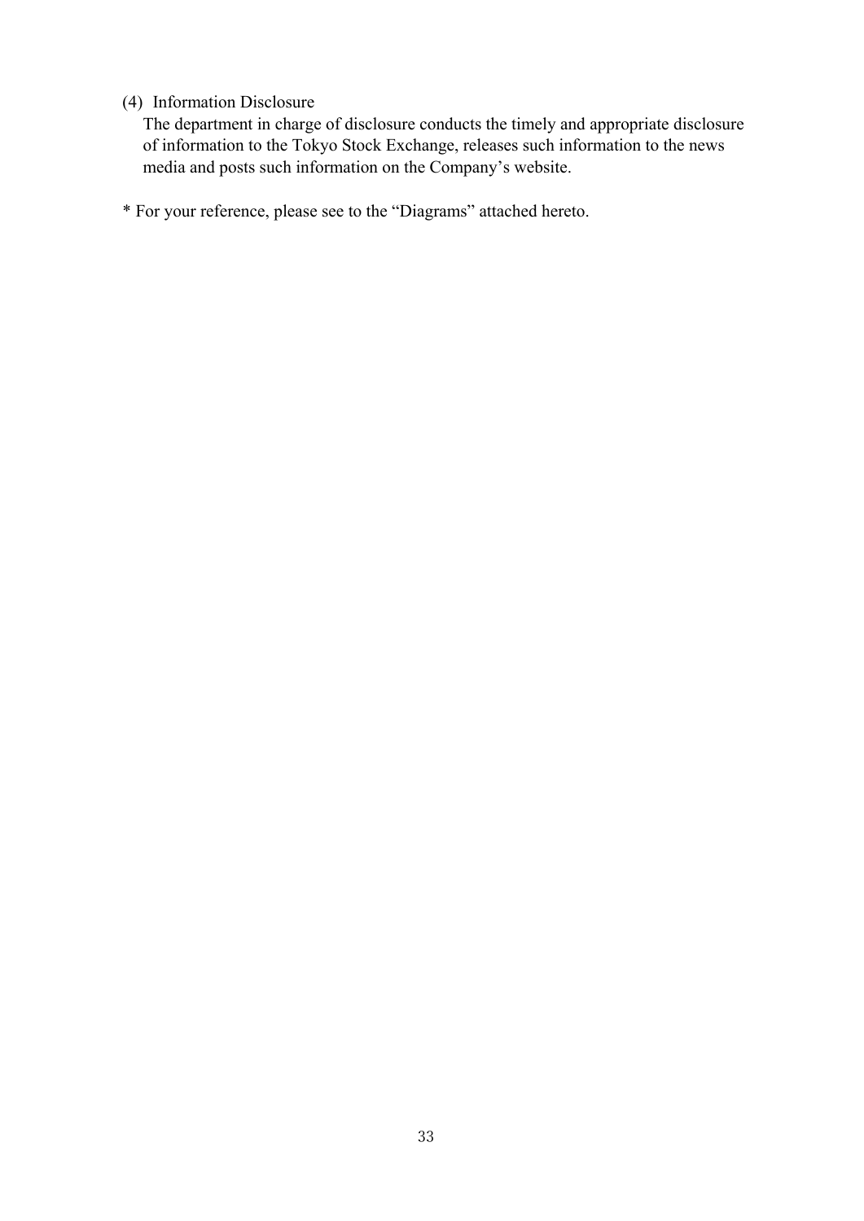(4) Information Disclosure

The department in charge of disclosure conducts the timely and appropriate disclosure of information to the Tokyo Stock Exchange, releases such information to the news media and posts such information on the Company's website.

* For your reference, please see to the "Diagrams" attached hereto.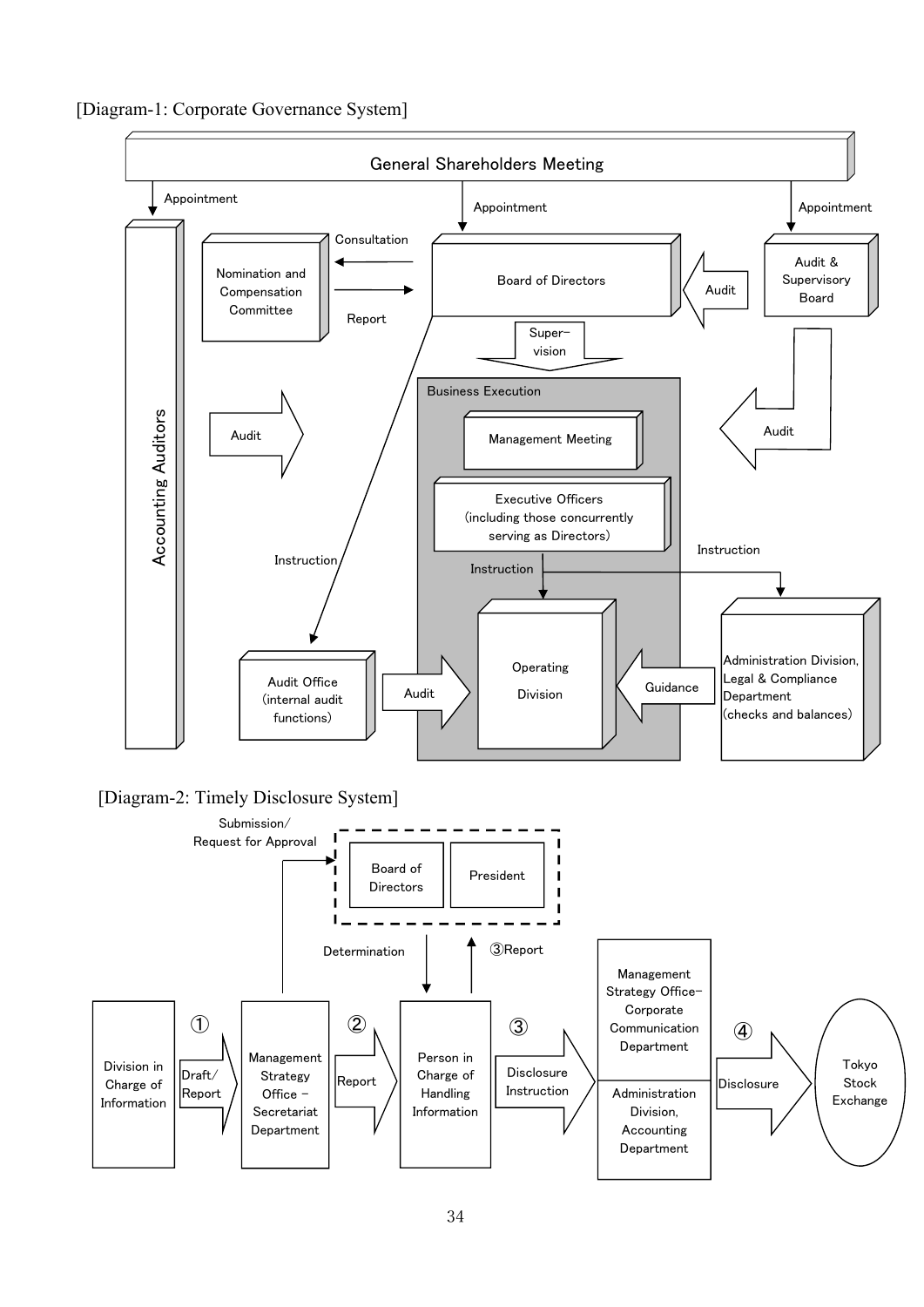[Diagram-1: Corporate Governance System]

General Shareholders Meeting

Appointment

Appointment

Appointment

Accounting Auditors

Nomination and Compensation Committee

Consultation

Report

Board of Directors

Audit

Audit & Supervisory Board

Super-vision

Business Execution

Management Meeting

Executive Officers (including those concurrently serving as Directors)

Audit

Audit

Instruction

Instruction

Instruction

Audit Office (internal audit functions)

Audit

Operating Division

Guidance

Administration Division, Legal & Compliance Department (checks and balances)

[Diagram-2: Timely Disclosure System]

Submission/ Request for Approval

Board of Directors

President

Determination

③Report

Division in Charge of Information

①

Draft/ Report

Management Strategy Office – Secretariat Department

②

Report

Person in Charge of Handling Information

③

Disclosure Instruction

Management Strategy Office– Corporate Communication Department

Administration Division, Accounting Department

④

Disclosure

Tokyo Stock Exchange